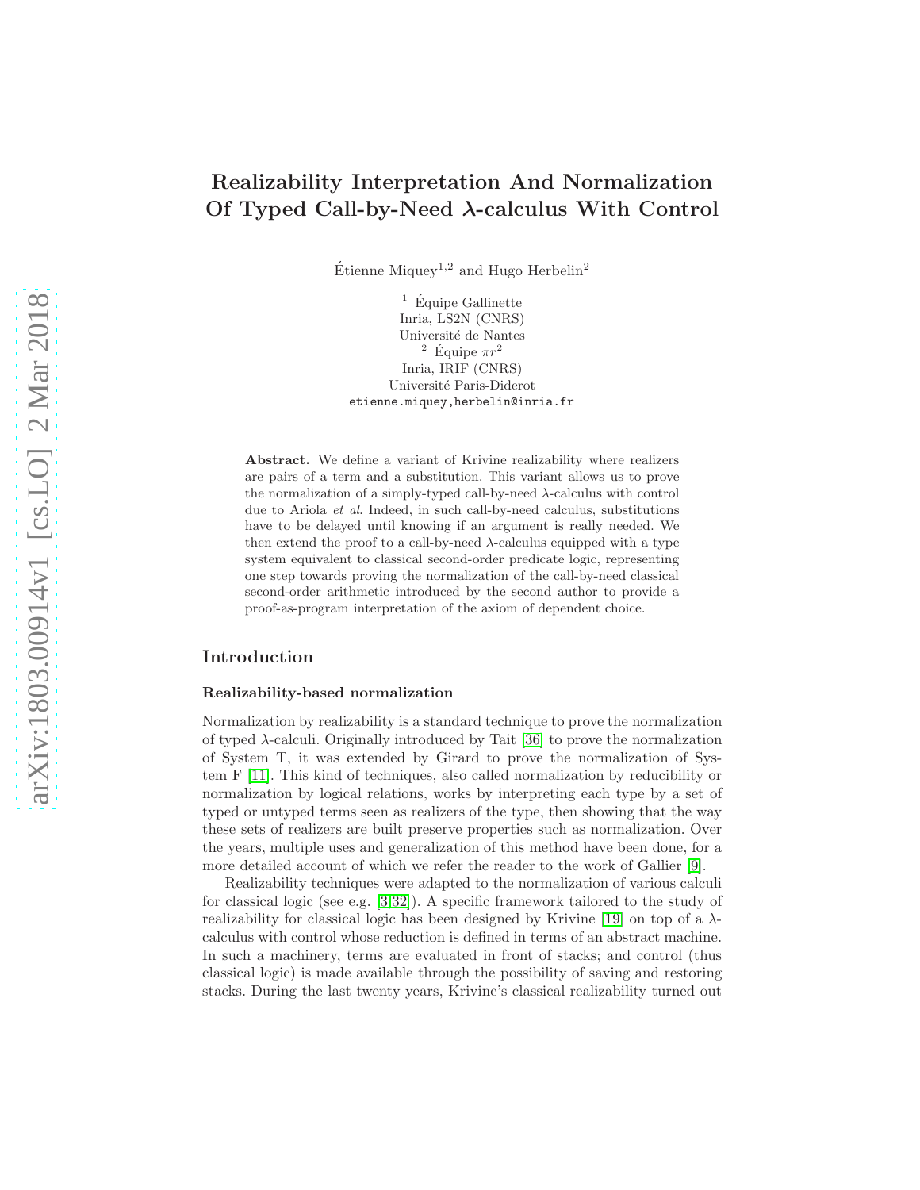# Realizability Interpretation And Normalization Of Typed Call-by-Need λ-calculus With Control

Étienne Miquey[1,2] and Hugo Herbelin[2]

[1] Équipe Gallinette  
Inria, LS2N (CNRS)  
Université de Nantes  
[2] Équipe $\pi r^2$  
Inria, IRIF (CNRS)  
Université Paris-Diderot  
etienne.miquey,herbelin@inria.fr

**Abstract.** We define a variant of Krivine realizability where realizers are pairs of a term and a substitution. This variant allows us to prove the normalization of a simply-typed call-by-need λ-calculus with control due to Ariola *et al*. Indeed, in such call-by-need calculus, substitutions have to be delayed until knowing if an argument is really needed. We then extend the proof to a call-by-need λ-calculus equipped with a type system equivalent to classical second-order predicate logic, representing one step towards proving the normalization of the call-by-need classical second-order arithmetic introduced by the second author to provide a proof-as-program interpretation of the axiom of dependent choice.

## Introduction

### Realizability-based normalization

Normalization by realizability is a standard technique to prove the normalization of typed λ-calculi. Originally introduced by Tait [36] to prove the normalization of System T, it was extended by Girard to prove the normalization of System F [11]. This kind of techniques, also called normalization by reducibility or normalization by logical relations, works by interpreting each type by a set of typed or untyped terms seen as realizers of the type, then showing that the way these sets of realizers are built preserve properties such as normalization. Over the years, multiple uses and generalization of this method have been done, for a more detailed account of which we refer the reader to the work of Gallier [9].

Realizability techniques were adapted to the normalization of various calculi for classical logic (see e.g. [3,32]). A specific framework tailored to the study of realizability for classical logic has been designed by Krivine [19] on top of a λ-calculus with control whose reduction is defined in terms of an abstract machine. In such a machinery, terms are evaluated in front of stacks; and control (thus classical logic) is made available through the possibility of saving and restoring stacks. During the last twenty years, Krivine's classical realizability turned out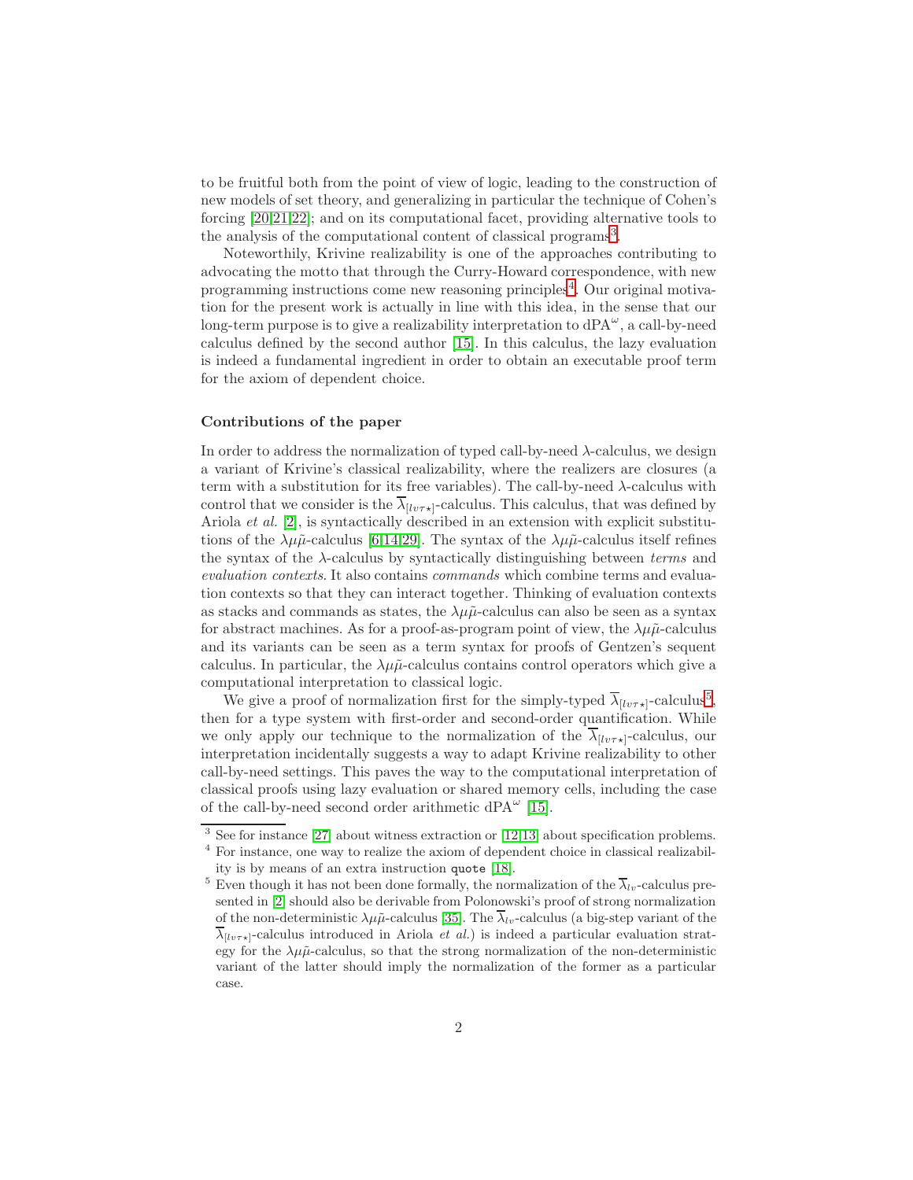to be fruitful both from the point of view of logic, leading to the construction of new models of set theory, and generalizing in particular the technique of Cohen's forcing [20,21,22]; and on its computational facet, providing alternative tools to the analysis of the computational content of classical programs[3].

Noteworthily, Krivine realizability is one of the approaches contributing to advocating the motto that through the Curry-Howard correspondence, with new programming instructions come new reasoning principles[4]. Our original motivation for the present work is actually in line with this idea, in the sense that our long-term purpose is to give a realizability interpretation to $\mathrm{dPA}^\omega$, a call-by-need calculus defined by the second author [15]. In this calculus, the lazy evaluation is indeed a fundamental ingredient in order to obtain an executable proof term for the axiom of dependent choice.

### Contributions of the paper

In order to address the normalization of typed call-by-need $\lambda$-calculus, we design a variant of Krivine's classical realizability, where the realizers are closures (a term with a substitution for its free variables). The call-by-need $\lambda$-calculus with control that we consider is the $\overline{\lambda}_{[lv\tau\star]}$-calculus. This calculus, that was defined by Ariola *et al.* [2], is syntactically described in an extension with explicit substitutions of the $\lambda\mu\tilde{\mu}$-calculus [6,14,29]. The syntax of the $\lambda\mu\tilde{\mu}$-calculus itself refines the syntax of the $\lambda$-calculus by syntactically distinguishing between *terms* and *evaluation contexts*. It also contains *commands* which combine terms and evaluation contexts so that they can interact together. Thinking of evaluation contexts as stacks and commands as states, the $\lambda\mu\tilde{\mu}$-calculus can also be seen as a syntax for abstract machines. As for a proof-as-program point of view, the $\lambda\mu\tilde{\mu}$-calculus and its variants can be seen as a term syntax for proofs of Gentzen's sequent calculus. In particular, the $\lambda\mu\tilde{\mu}$-calculus contains control operators which give a computational interpretation to classical logic.

We give a proof of normalization first for the simply-typed $\overline{\lambda}_{[lv\tau\star]}$-calculus[5], then for a type system with first-order and second-order quantification. While we only apply our technique to the normalization of the $\overline{\lambda}_{[lv\tau\star]}$-calculus, our interpretation incidentally suggests a way to adapt Krivine realizability to other call-by-need settings. This paves the way to the computational interpretation of classical proofs using lazy evaluation or shared memory cells, including the case of the call-by-need second order arithmetic $\mathrm{dPA}^\omega$ [15].

---

[3] See for instance [27] about witness extraction or [12,13] about specification problems.

[4] For instance, one way to realize the axiom of dependent choice in classical realizability is by means of an extra instruction `quote` [18].

[5] Even though it has not been done formally, the normalization of the $\overline{\lambda}_{lv}$-calculus presented in [2] should also be derivable from Polonowski's proof of strong normalization of the non-deterministic $\lambda\mu\tilde{\mu}$-calculus [35]. The $\overline{\lambda}_{lv}$-calculus (a big-step variant of the $\overline{\lambda}_{[lv\tau\star]}$-calculus introduced in Ariola *et al.*) is indeed a particular evaluation strategy for the $\lambda\mu\tilde{\mu}$-calculus, so that the strong normalization of the non-deterministic variant of the latter should imply the normalization of the former as a particular case.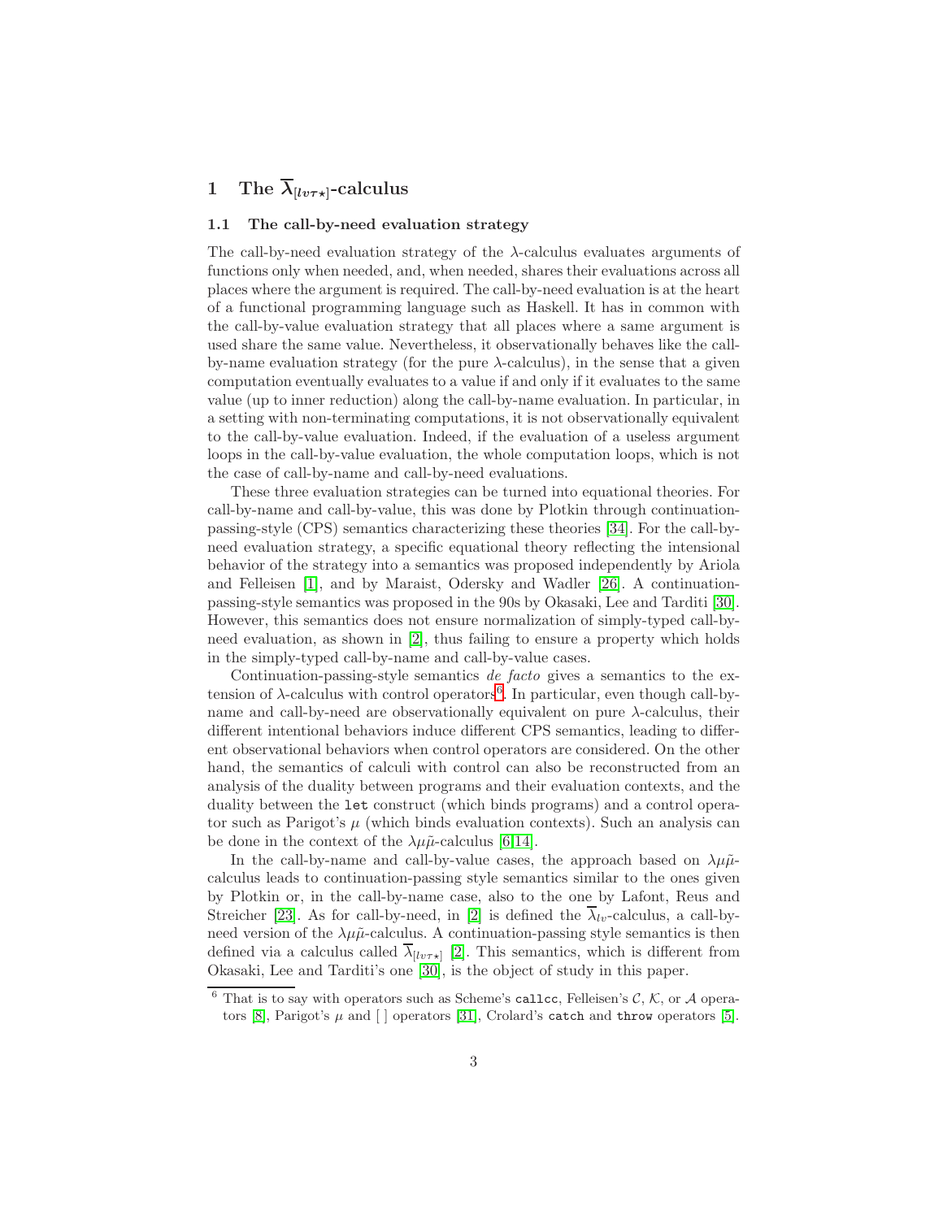# 1 The $\overline{\lambda}_{[lv\tau\star]}$-calculus

## 1.1 The call-by-need evaluation strategy

The call-by-need evaluation strategy of the $\lambda$-calculus evaluates arguments of functions only when needed, and, when needed, shares their evaluations across all places where the argument is required. The call-by-need evaluation is at the heart of a functional programming language such as Haskell. It has in common with the call-by-value evaluation strategy that all places where a same argument is used share the same value. Nevertheless, it observationally behaves like the call-by-name evaluation strategy (for the pure $\lambda$-calculus), in the sense that a given computation eventually evaluates to a value if and only if it evaluates to the same value (up to inner reduction) along the call-by-name evaluation. In particular, in a setting with non-terminating computations, it is not observationally equivalent to the call-by-value evaluation. Indeed, if the evaluation of a useless argument loops in the call-by-value evaluation, the whole computation loops, which is not the case of call-by-name and call-by-need evaluations.

These three evaluation strategies can be turned into equational theories. For call-by-name and call-by-value, this was done by Plotkin through continuation-passing-style (CPS) semantics characterizing these theories [34]. For the call-by-need evaluation strategy, a specific equational theory reflecting the intensional behavior of the strategy into a semantics was proposed independently by Ariola and Felleisen [1], and by Maraist, Odersky and Wadler [26]. A continuation-passing-style semantics was proposed in the 90s by Okasaki, Lee and Tarditi [30]. However, this semantics does not ensure normalization of simply-typed call-by-need evaluation, as shown in [2], thus failing to ensure a property which holds in the simply-typed call-by-name and call-by-value cases.

Continuation-passing-style semantics *de facto* gives a semantics to the extension of $\lambda$-calculus with control operators[6]. In particular, even though call-by-name and call-by-need are observationally equivalent on pure $\lambda$-calculus, their different intentional behaviors induce different CPS semantics, leading to different observational behaviors when control operators are considered. On the other hand, the semantics of calculi with control can also be reconstructed from an analysis of the duality between programs and their evaluation contexts, and the duality between the `let` construct (which binds programs) and a control operator such as Parigot's $\mu$ (which binds evaluation contexts). Such an analysis can be done in the context of the $\lambda\mu\tilde{\mu}$-calculus [6,14].

In the call-by-name and call-by-value cases, the approach based on $\lambda\mu\tilde{\mu}$-calculus leads to continuation-passing style semantics similar to the ones given by Plotkin or, in the call-by-name case, also to the one by Lafont, Reus and Streicher [23]. As for call-by-need, in [2] is defined the $\overline{\lambda}_{lv}$-calculus, a call-by-need version of the $\lambda\mu\tilde{\mu}$-calculus. A continuation-passing style semantics is then defined via a calculus called $\overline{\lambda}_{[lv\tau\star]}$ [2]. This semantics, which is different from Okasaki, Lee and Tarditi's one [30], is the object of study in this paper.

---

[6] That is to say with operators such as Scheme's `callcc`, Felleisen's $\mathcal{C}$, $\mathcal{K}$, or $\mathcal{A}$ operators [8], Parigot's $\mu$ and [ ] operators [31], Crolard's `catch` and `throw` operators [5].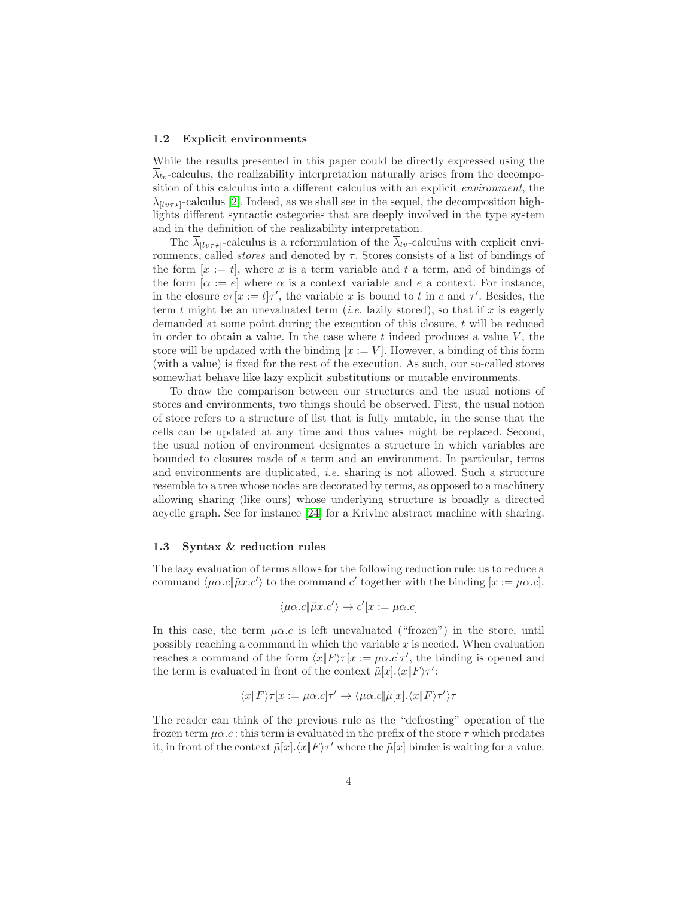### 1.2 Explicit environments

While the results presented in this paper could be directly expressed using the $\overline{\lambda}_{lv}$-calculus, the realizability interpretation naturally arises from the decomposition of this calculus into a different calculus with an explicit *environment*, the $\overline{\lambda}_{[lv\tau\star]}$-calculus [2]. Indeed, as we shall see in the sequel, the decomposition highlights different syntactic categories that are deeply involved in the type system and in the definition of the realizability interpretation.

The $\overline{\lambda}_{[lv\tau\star]}$-calculus is a reformulation of the $\overline{\lambda}_{lv}$-calculus with explicit environments, called *stores* and denoted by $\tau$. Stores consists of a list of bindings of the form $[x := t]$, where $x$ is a term variable and $t$ a term, and of bindings of the form $[\alpha := e]$ where $\alpha$ is a context variable and $e$ a context. For instance, in the closure $c\tau[x := t]\tau'$, the variable $x$ is bound to $t$ in $c$ and $\tau'$. Besides, the term $t$ might be an unevaluated term (*i.e.* lazily stored), so that if $x$ is eagerly demanded at some point during the execution of this closure, $t$ will be reduced in order to obtain a value. In the case where $t$ indeed produces a value $V$, the store will be updated with the binding $[x := V]$. However, a binding of this form (with a value) is fixed for the rest of the execution. As such, our so-called stores somewhat behave like lazy explicit substitutions or mutable environments.

To draw the comparison between our structures and the usual notions of stores and environments, two things should be observed. First, the usual notion of store refers to a structure of list that is fully mutable, in the sense that the cells can be updated at any time and thus values might be replaced. Second, the usual notion of environment designates a structure in which variables are bounded to closures made of a term and an environment. In particular, terms and environments are duplicated, *i.e.* sharing is not allowed. Such a structure resemble to a tree whose nodes are decorated by terms, as opposed to a machinery allowing sharing (like ours) whose underlying structure is broadly a directed acyclic graph. See for instance [24] for a Krivine abstract machine with sharing.

### 1.3 Syntax & reduction rules

The lazy evaluation of terms allows for the following reduction rule: us to reduce a command $\langle \mu\alpha.c \| \tilde{\mu}x.c' \rangle$ to the command $c'$ together with the binding $[x := \mu\alpha.c]$.

$$\langle \mu\alpha.c \| \tilde{\mu}x.c' \rangle \to c'[x := \mu\alpha.c]$$

In this case, the term $\mu\alpha.c$ is left unevaluated ("frozen") in the store, until possibly reaching a command in which the variable $x$ is needed. When evaluation reaches a command of the form $\langle x \| F \rangle \tau[x := \mu\alpha.c]\tau'$, the binding is opened and the term is evaluated in front of the context $\tilde{\mu}[x].\langle x \| F \rangle \tau'$:

$$\langle x \| F \rangle \tau[x := \mu\alpha.c]\tau' \to \langle \mu\alpha.c \| \tilde{\mu}[x].\langle x \| F \rangle \tau' \rangle \tau$$

The reader can think of the previous rule as the "defrosting" operation of the frozen term $\mu\alpha.c$ : this term is evaluated in the prefix of the store $\tau$ which predates it, in front of the context $\tilde{\mu}[x].\langle x \| F \rangle \tau'$ where the $\tilde{\mu}[x]$ binder is waiting for a value.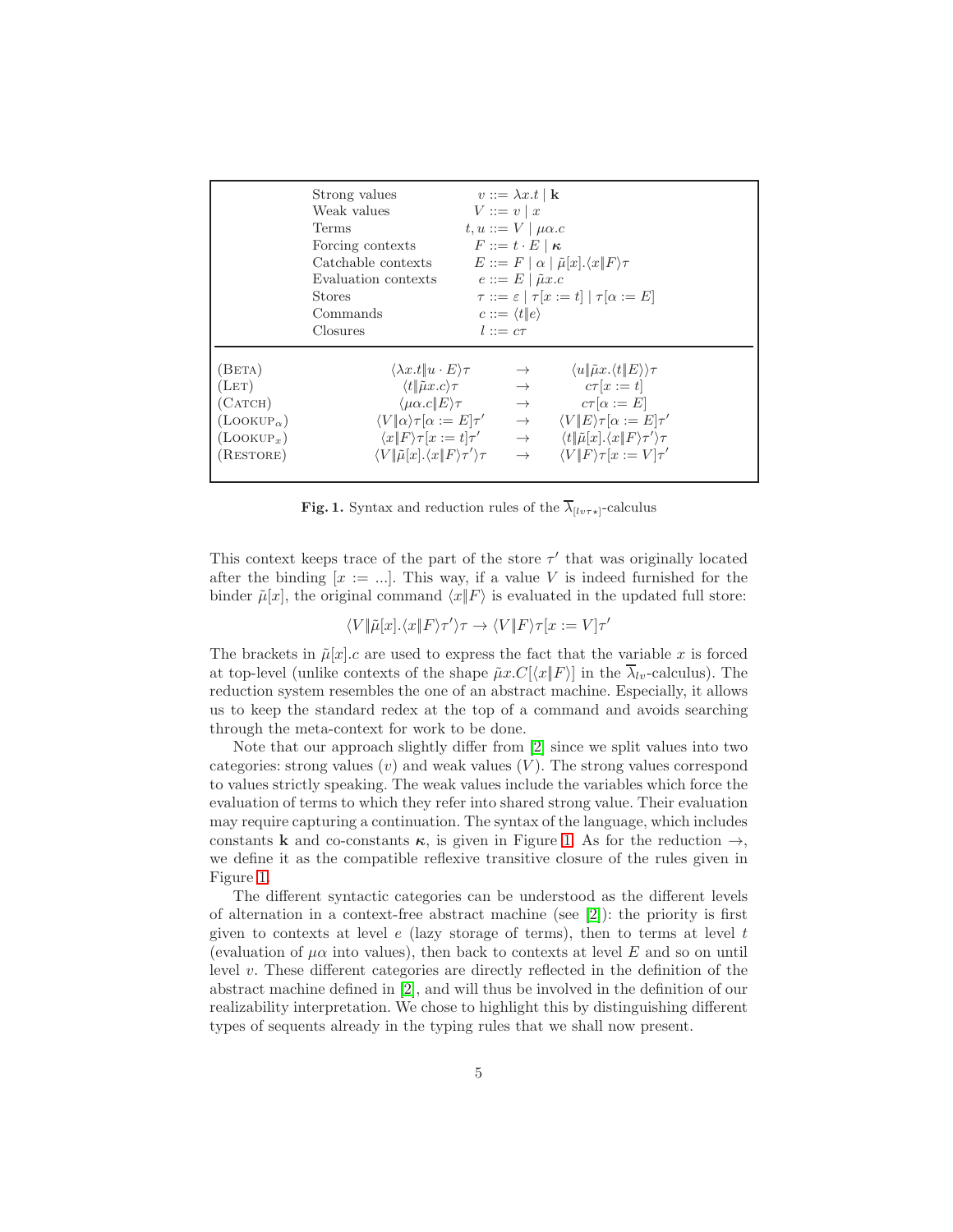| | |
|---|---|
| Strong values | $v ::= \lambda x.t \mid \mathbf{k}$ |
| Weak values | $V ::= v \mid x$ |
| Terms | $t, u ::= V \mid \mu\alpha.c$ |
| Forcing contexts | $F ::= t \cdot E \mid \boldsymbol{\kappa}$ |
| Catchable contexts | $E ::= F \mid \alpha \mid \tilde{\mu}[x].\langle x \| F\rangle\tau$ |
| Evaluation contexts | $e ::= E \mid \tilde{\mu}x.c$ |
| Stores | $\tau ::= \varepsilon \mid \tau[x := t] \mid \tau[\alpha := E]$ |
| Commands | $c ::= \langle t \| e\rangle$ |
| Closures | $l ::= c\tau$ |

| Rule | | | |
|---|---|---|---|
| (Beta) | $\langle \lambda x.t \| u \cdot E\rangle\tau$ | $\rightarrow$ | $\langle u \| \tilde{\mu}x.\langle t \| E\rangle\rangle\tau$ |
| (Let) | $\langle t \| \tilde{\mu}x.c\rangle\tau$ | $\rightarrow$ | $c\tau[x := t]$ |
| (Catch) | $\langle \mu\alpha.c \| E\rangle\tau$ | $\rightarrow$ | $c\tau[\alpha := E]$ |
| (Lookup$_\alpha$) | $\langle V \| \alpha\rangle\tau[\alpha := E]\tau'$ | $\rightarrow$ | $\langle V \| E\rangle\tau[\alpha := E]\tau'$ |
| (Lookup$_x$) | $\langle x \| F\rangle\tau[x := t]\tau'$ | $\rightarrow$ | $\langle t \| \tilde{\mu}[x].\langle x \| F\rangle\tau'\rangle\tau$ |
| (Restore) | $\langle V \| \tilde{\mu}[x].\langle x \| F\rangle\tau'\rangle\tau$ | $\rightarrow$ | $\langle V \| F\rangle\tau[x := V]\tau'$ |

**Fig. 1.** Syntax and reduction rules of the $\overline{\lambda}_{[lv\tau\star]}$-calculus

This context keeps trace of the part of the store $\tau'$ that was originally located after the binding $[x := ...]$. This way, if a value $V$ is indeed furnished for the binder $\tilde{\mu}[x]$, the original command $\langle x \| F\rangle$ is evaluated in the updated full store:

$$\langle V \| \tilde{\mu}[x].\langle x \| F\rangle\tau'\rangle\tau \rightarrow \langle V \| F\rangle\tau[x := V]\tau'$$

The brackets in $\tilde{\mu}[x].c$ are used to express the fact that the variable $x$ is forced at top-level (unlike contexts of the shape $\tilde{\mu}x.C[\langle x \| F\rangle]$ in the $\overline{\lambda}_{lv}$-calculus). The reduction system resembles the one of an abstract machine. Especially, it allows us to keep the standard redex at the top of a command and avoids searching through the meta-context for work to be done.

Note that our approach slightly differ from [2] since we split values into two categories: strong values ($v$) and weak values ($V$). The strong values correspond to values strictly speaking. The weak values include the variables which force the evaluation of terms to which they refer into shared strong value. Their evaluation may require capturing a continuation. The syntax of the language, which includes constants $\mathbf{k}$ and co-constants $\boldsymbol{\kappa}$, is given in Figure 1. As for the reduction $\rightarrow$, we define it as the compatible reflexive transitive closure of the rules given in Figure 1.

The different syntactic categories can be understood as the different levels of alternation in a context-free abstract machine (see [2]): the priority is first given to contexts at level $e$ (lazy storage of terms), then to terms at level $t$ (evaluation of $\mu\alpha$ into values), then back to contexts at level $E$ and so on until level $v$. These different categories are directly reflected in the definition of the abstract machine defined in [2], and will thus be involved in the definition of our realizability interpretation. We chose to highlight this by distinguishing different types of sequents already in the typing rules that we shall now present.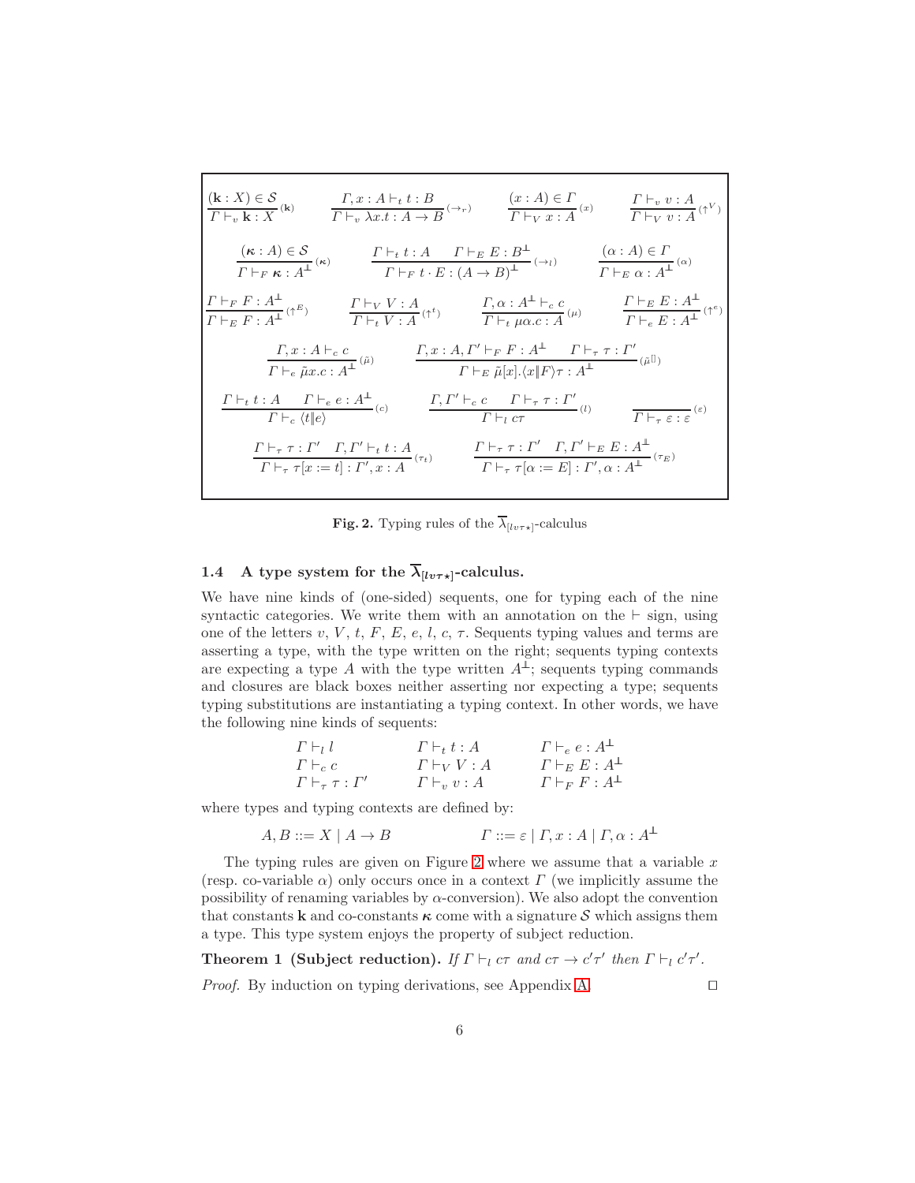$$\frac{(\mathbf{k}:X)\in\mathcal{S}}{\Gamma\vdash_v \mathbf{k}:X}(\mathbf{k}) \qquad \frac{\Gamma,x:A\vdash_t t:B}{\Gamma\vdash_v \lambda x.t:A\to B}(\to_r) \qquad \frac{(x:A)\in\Gamma}{\Gamma\vdash_V x:A}(x) \qquad \frac{\Gamma\vdash_v v:A}{\Gamma\vdash_V v:A}(\uparrow^V)$$

$$\frac{(\boldsymbol{\kappa}:A)\in\mathcal{S}}{\Gamma\vdash_F \boldsymbol{\kappa}:A^{\perp}}(\boldsymbol{\kappa}) \qquad \frac{\Gamma\vdash_t t:A \quad \Gamma\vdash_E E:B^{\perp}}{\Gamma\vdash_F t\cdot E:(A\to B)^{\perp}}(\to_l) \qquad \frac{(\alpha:A)\in\Gamma}{\Gamma\vdash_E \alpha:A^{\perp}}(\alpha)$$

$$\frac{\Gamma\vdash_F F:A^{\perp}}{\Gamma\vdash_E F:A^{\perp}}(\uparrow^E) \qquad \frac{\Gamma\vdash_V V:A}{\Gamma\vdash_t V:A}(\uparrow^t) \qquad \frac{\Gamma,\alpha:A^{\perp}\vdash_c c}{\Gamma\vdash_t \mu\alpha.c:A}(\mu) \qquad \frac{\Gamma\vdash_E E:A^{\perp}}{\Gamma\vdash_e E:A^{\perp}}(\uparrow^e)$$

$$\frac{\Gamma,x:A\vdash_c c}{\Gamma\vdash_e \tilde{\mu}x.c:A^{\perp}}(\tilde{\mu}) \qquad \frac{\Gamma,x:A,\Gamma'\vdash_F F:A^{\perp} \quad \Gamma\vdash_\tau \tau:\Gamma'}{\Gamma\vdash_E \tilde{\mu}[x].\langle x\|F\rangle\tau:A^{\perp}}(\tilde{\mu}^{[]})$$

$$\frac{\Gamma\vdash_t t:A \quad \Gamma\vdash_e e:A^{\perp}}{\Gamma\vdash_c \langle t\|e\rangle}(c) \qquad \frac{\Gamma,\Gamma'\vdash_c c \quad \Gamma\vdash_\tau \tau:\Gamma'}{\Gamma\vdash_l c\tau}(l) \qquad \frac{}{\Gamma\vdash_\tau \varepsilon:\varepsilon}(\varepsilon)$$

$$\frac{\Gamma\vdash_\tau \tau:\Gamma' \quad \Gamma,\Gamma'\vdash_t t:A}{\Gamma\vdash_\tau \tau[x:=t]:\Gamma',x:A}(\tau_t) \qquad \frac{\Gamma\vdash_\tau \tau:\Gamma' \quad \Gamma,\Gamma'\vdash_E E:A^{\perp}}{\Gamma\vdash_\tau \tau[\alpha:=E]:\Gamma',\alpha:A^{\perp}}(\tau_E)$$

**Fig. 2.** Typing rules of the $\overline{\lambda}_{[lv\tau\star]}$-calculus

### 1.4 A type system for the $\overline{\lambda}_{[lv\tau\star]}$-calculus.

We have nine kinds of (one-sided) sequents, one for typing each of the nine syntactic categories. We write them with an annotation on the $\vdash$ sign, using one of the letters $v$, $V$, $t$, $F$, $E$, $e$, $l$, $c$, $\tau$. Sequents typing values and terms are asserting a type, with the type written on the right; sequents typing contexts are expecting a type $A$ with the type written $A^{\perp}$; sequents typing commands and closures are black boxes neither asserting nor expecting a type; sequents typing substitutions are instantiating a typing context. In other words, we have the following nine kinds of sequents:

$$\begin{array}{lll} \Gamma\vdash_l l & \Gamma\vdash_t t:A & \Gamma\vdash_e e:A^{\perp} \\ \Gamma\vdash_c c & \Gamma\vdash_V V:A & \Gamma\vdash_E E:A^{\perp} \\ \Gamma\vdash_\tau \tau:\Gamma' & \Gamma\vdash_v v:A & \Gamma\vdash_F F:A^{\perp} \end{array}$$

where types and typing contexts are defined by:

$$A,B ::= X \mid A\to B \qquad\qquad \Gamma ::= \varepsilon \mid \Gamma,x:A \mid \Gamma,\alpha:A^{\perp}$$

The typing rules are given on Figure 2 where we assume that a variable $x$ (resp. co-variable $\alpha$) only occurs once in a context $\Gamma$ (we implicitly assume the possibility of renaming variables by $\alpha$-conversion). We also adopt the convention that constants $\mathbf{k}$ and co-constants $\boldsymbol{\kappa}$ come with a signature $\mathcal{S}$ which assigns them a type. This type system enjoys the property of subject reduction.

**Theorem 1 (Subject reduction).** *If $\Gamma\vdash_l c\tau$ and $c\tau\to c'\tau'$ then $\Gamma\vdash_l c'\tau'$.*

*Proof.* By induction on typing derivations, see Appendix A. $\square$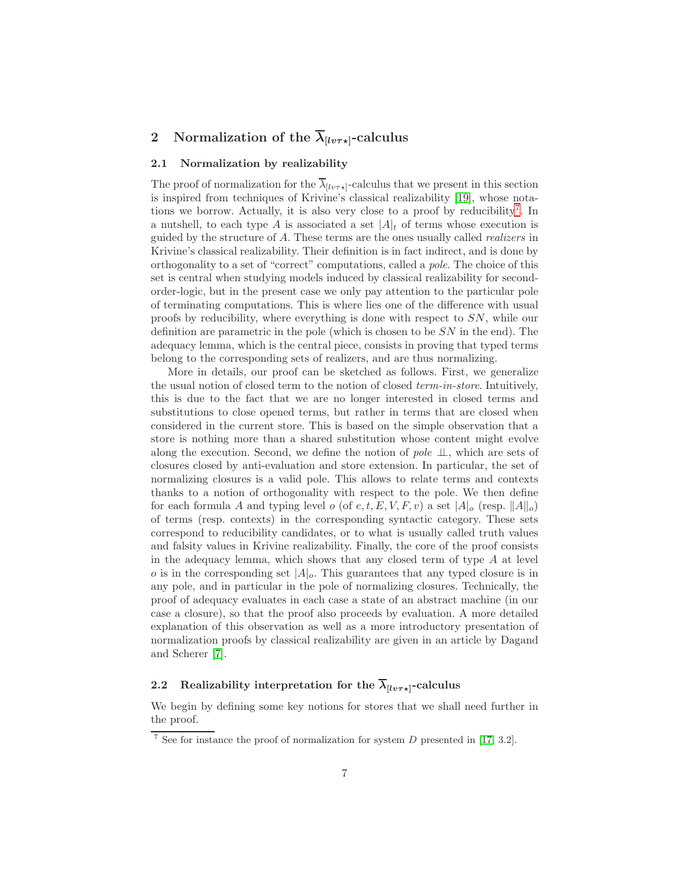## 2 Normalization of the $\overline{\lambda}_{[lv\tau\star]}$-calculus

### 2.1 Normalization by realizability

The proof of normalization for the $\overline{\lambda}_{[lv\tau\star]}$-calculus that we present in this section is inspired from techniques of Krivine's classical realizability [19], whose notations we borrow. Actually, it is also very close to a proof by reducibility[7]. In a nutshell, to each type $A$ is associated a set $|A|_t$ of terms whose execution is guided by the structure of $A$. These terms are the ones usually called *realizers* in Krivine's classical realizability. Their definition is in fact indirect, and is done by orthogonality to a set of "correct" computations, called a *pole*. The choice of this set is central when studying models induced by classical realizability for second-order-logic, but in the present case we only pay attention to the particular pole of terminating computations. This is where lies one of the difference with usual proofs by reducibility, where everything is done with respect to $SN$, while our definition are parametric in the pole (which is chosen to be $SN$ in the end). The adequacy lemma, which is the central piece, consists in proving that typed terms belong to the corresponding sets of realizers, and are thus normalizing.

More in details, our proof can be sketched as follows. First, we generalize the usual notion of closed term to the notion of closed *term-in-store*. Intuitively, this is due to the fact that we are no longer interested in closed terms and substitutions to close opened terms, but rather in terms that are closed when considered in the current store. This is based on the simple observation that a store is nothing more than a shared substitution whose content might evolve along the execution. Second, we define the notion of *pole* $\perp\!\!\!\perp$, which are sets of closures closed by anti-evaluation and store extension. In particular, the set of normalizing closures is a valid pole. This allows to relate terms and contexts thanks to a notion of orthogonality with respect to the pole. We then define for each formula $A$ and typing level $o$ (of $e, t, E, V, F, v$) a set $|A|_o$ (resp. $\|A\|_o$) of terms (resp. contexts) in the corresponding syntactic category. These sets correspond to reducibility candidates, or to what is usually called truth values and falsity values in Krivine realizability. Finally, the core of the proof consists in the adequacy lemma, which shows that any closed term of type $A$ at level $o$ is in the corresponding set $|A|_o$. This guarantees that any typed closure is in any pole, and in particular in the pole of normalizing closures. Technically, the proof of adequacy evaluates in each case a state of an abstract machine (in our case a closure), so that the proof also proceeds by evaluation. A more detailed explanation of this observation as well as a more introductory presentation of normalization proofs by classical realizability are given in an article by Dagand and Scherer [7].

### 2.2 Realizability interpretation for the $\overline{\lambda}_{[lv\tau\star]}$-calculus

We begin by defining some key notions for stores that we shall need further in the proof.

[7] See for instance the proof of normalization for system $D$ presented in [17, 3.2].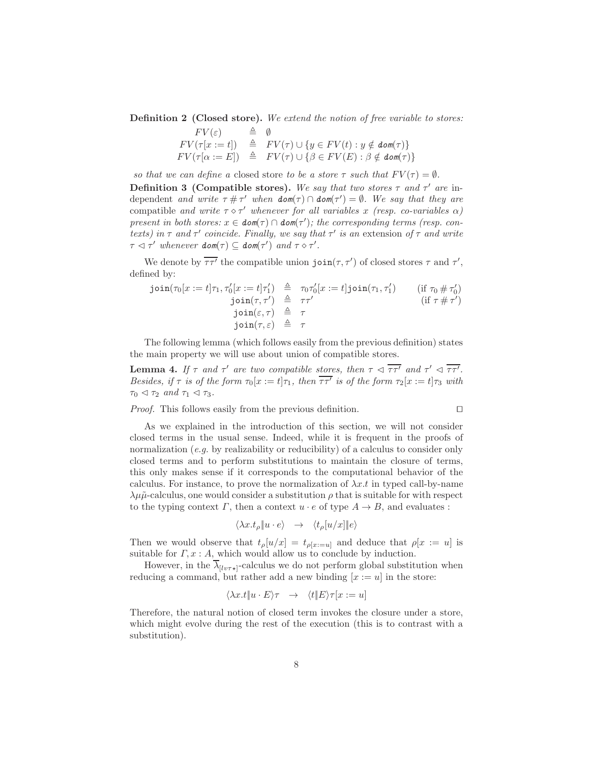**Definition 2 (Closed store).** *We extend the notion of free variable to stores:*

$$
\begin{array}{rcl}
FV(\varepsilon) & \triangleq & \emptyset \\
FV(\tau[x := t]) & \triangleq & FV(\tau) \cup \{y \in FV(t) : y \notin \mathit{dom}(\tau)\} \\
FV(\tau[\alpha := E]) & \triangleq & FV(\tau) \cup \{\beta \in FV(E) : \beta \notin \mathit{dom}(\tau)\}
\end{array}
$$

*so that we can define a* closed store *to be a store $\tau$ such that $FV(\tau) = \emptyset$.*

**Definition 3 (Compatible stores).** *We say that two stores $\tau$ and $\tau'$ are* independent *and write $\tau \# \tau'$ when $\mathit{dom}(\tau) \cap \mathit{dom}(\tau') = \emptyset$. We say that they are* compatible *and write $\tau \diamond \tau'$ whenever for all variables $x$ (resp. co-variables $\alpha$) present in both stores: $x \in \mathit{dom}(\tau) \cap \mathit{dom}(\tau')$; the corresponding terms (resp. contexts) in $\tau$ and $\tau'$ coincide. Finally, we say that $\tau'$ is an* extension *of $\tau$ and write $\tau \lhd \tau'$ whenever $\mathit{dom}(\tau) \subseteq \mathit{dom}(\tau')$ and $\tau \diamond \tau'$.*

We denote by $\overline{\tau\tau'}$ the compatible union $\mathtt{join}(\tau, \tau')$ of closed stores $\tau$ and $\tau'$, defined by:

$$
\begin{array}{rcll}
\mathtt{join}(\tau_0[x := t]\tau_1, \tau_0'[x := t]\tau_1') & \triangleq & \tau_0\tau_0'[x := t]\mathtt{join}(\tau_1, \tau_1') & (\text{if } \tau_0 \# \tau_0') \\
\mathtt{join}(\tau, \tau') & \triangleq & \tau\tau' & (\text{if } \tau \# \tau') \\
\mathtt{join}(\varepsilon, \tau) & \triangleq & \tau & \\
\mathtt{join}(\tau, \varepsilon) & \triangleq & \tau &
\end{array}
$$

The following lemma (which follows easily from the previous definition) states the main property we will use about union of compatible stores.

**Lemma 4.** *If $\tau$ and $\tau'$ are two compatible stores, then $\tau \lhd \overline{\tau\tau'}$ and $\tau' \lhd \overline{\tau\tau'}$. Besides, if $\tau$ is of the form $\tau_0[x := t]\tau_1$, then $\overline{\tau\tau'}$ is of the form $\tau_2[x := t]\tau_3$ with $\tau_0 \lhd \tau_2$ and $\tau_1 \lhd \tau_3$.*

*Proof.* This follows easily from the previous definition. $\square$

As we explained in the introduction of this section, we will not consider closed terms in the usual sense. Indeed, while it is frequent in the proofs of normalization (*e.g.* by realizability or reducibility) of a calculus to consider only closed terms and to perform substitutions to maintain the closure of terms, this only makes sense if it corresponds to the computational behavior of the calculus. For instance, to prove the normalization of $\lambda x.t$ in typed call-by-name $\lambda\mu\tilde{\mu}$-calculus, one would consider a substitution $\rho$ that is suitable for with respect to the typing context $\Gamma$, then a context $u \cdot e$ of type $A \to B$, and evaluates :

$$\langle \lambda x.t_\rho \| u \cdot e \rangle \quad \to \quad \langle t_\rho[u/x] \| e \rangle$$

Then we would observe that $t_\rho[u/x] = t_{\rho[x:=u]}$ and deduce that $\rho[x := u]$ is suitable for $\Gamma, x : A$, which would allow us to conclude by induction.

However, in the $\overline{\lambda}_{[lv\tau\star]}$-calculus we do not perform global substitution when reducing a command, but rather add a new binding $[x := u]$ in the store:

$$\langle \lambda x.t \| u \cdot E \rangle\tau \quad \to \quad \langle t \| E \rangle\tau[x := u]$$

Therefore, the natural notion of closed term invokes the closure under a store, which might evolve during the rest of the execution (this is to contrast with a substitution).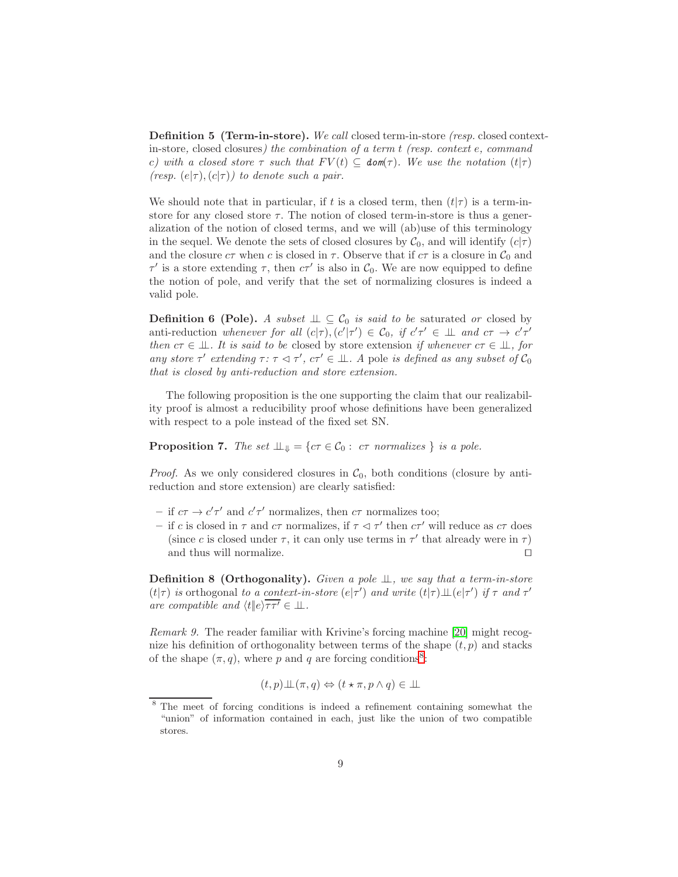**Definition 5 (Term-in-store).** *We call* closed term-in-store *(resp.* closed context-in-store*,* closed closures*) the combination of a term $t$ (resp. context $e$, command $c$) with a closed store $\tau$ such that $FV(t) \subseteq \mathtt{dom}(\tau)$. We use the notation $(t|\tau)$ (resp. $(e|\tau), (c|\tau)$) to denote such a pair.*

We should note that in particular, if $t$ is a closed term, then $(t|\tau)$ is a term-in-store for any closed store $\tau$. The notion of closed term-in-store is thus a generalization of the notion of closed terms, and we will (ab)use of this terminology in the sequel. We denote the sets of closed closures by $\mathcal{C}_0$, and will identify $(c|\tau)$ and the closure $c\tau$ when $c$ is closed in $\tau$. Observe that if $c\tau$ is a closure in $\mathcal{C}_0$ and $\tau'$ is a store extending $\tau$, then $c\tau'$ is also in $\mathcal{C}_0$. We are now equipped to define the notion of pole, and verify that the set of normalizing closures is indeed a valid pole.

**Definition 6 (Pole).** *A subset $\perp\!\!\!\perp \subseteq \mathcal{C}_0$ is said to be* saturated *or* closed by anti-reduction *whenever for all $(c|\tau), (c'|\tau') \in \mathcal{C}_0$, if $c'\tau' \in \perp\!\!\!\perp$ and $c\tau \rightarrow c'\tau'$ then $c\tau \in \perp\!\!\!\perp$. It is said to be* closed by store extension *if whenever $c\tau \in \perp\!\!\!\perp$, for any store $\tau'$ extending $\tau$: $\tau \vartriangleleft \tau'$, $c\tau' \in \perp\!\!\!\perp$. A* pole *is defined as any subset of $\mathcal{C}_0$ that is closed by anti-reduction and store extension.*

The following proposition is the one supporting the claim that our realizability proof is almost a reducibility proof whose definitions have been generalized with respect to a pole instead of the fixed set SN.

**Proposition 7.** *The set $\perp\!\!\!\perp_{\Downarrow} = \{c\tau \in \mathcal{C}_0 : \ c\tau \text{ normalizes } \}$ is a pole.*

*Proof.* As we only considered closures in $\mathcal{C}_0$, both conditions (closure by anti-reduction and store extension) are clearly satisfied:

- if $c\tau \rightarrow c'\tau'$ and $c'\tau'$ normalizes, then $c\tau$ normalizes too;
- if $c$ is closed in $\tau$ and $c\tau$ normalizes, if $\tau \vartriangleleft \tau'$ then $c\tau'$ will reduce as $c\tau$ does (since $c$ is closed under $\tau$, it can only use terms in $\tau'$ that already were in $\tau$) and thus will normalize. □

**Definition 8 (Orthogonality).** *Given a pole $\perp\!\!\!\perp$, we say that a term-in-store $(t|\tau)$ is* orthogonal *to a context-in-store $(e|\tau')$ and write $(t|\tau)\perp\!\!\!\perp(e|\tau')$ if $\tau$ and $\tau'$ are compatible and $\langle t \| e\rangle\overline{\tau\tau'} \in \perp\!\!\!\perp$.*

*Remark 9.* The reader familiar with Krivine's forcing machine [20] might recognize his definition of orthogonality between terms of the shape $(t, p)$ and stacks of the shape $(\pi, q)$, where $p$ and $q$ are forcing conditions[8]:

$$(t, p)\perp\!\!\!\perp(\pi, q) \Leftrightarrow (t \star \pi, p \wedge q) \in \perp\!\!\!\perp$$

[8] The meet of forcing conditions is indeed a refinement containing somewhat the "union" of information contained in each, just like the union of two compatible stores.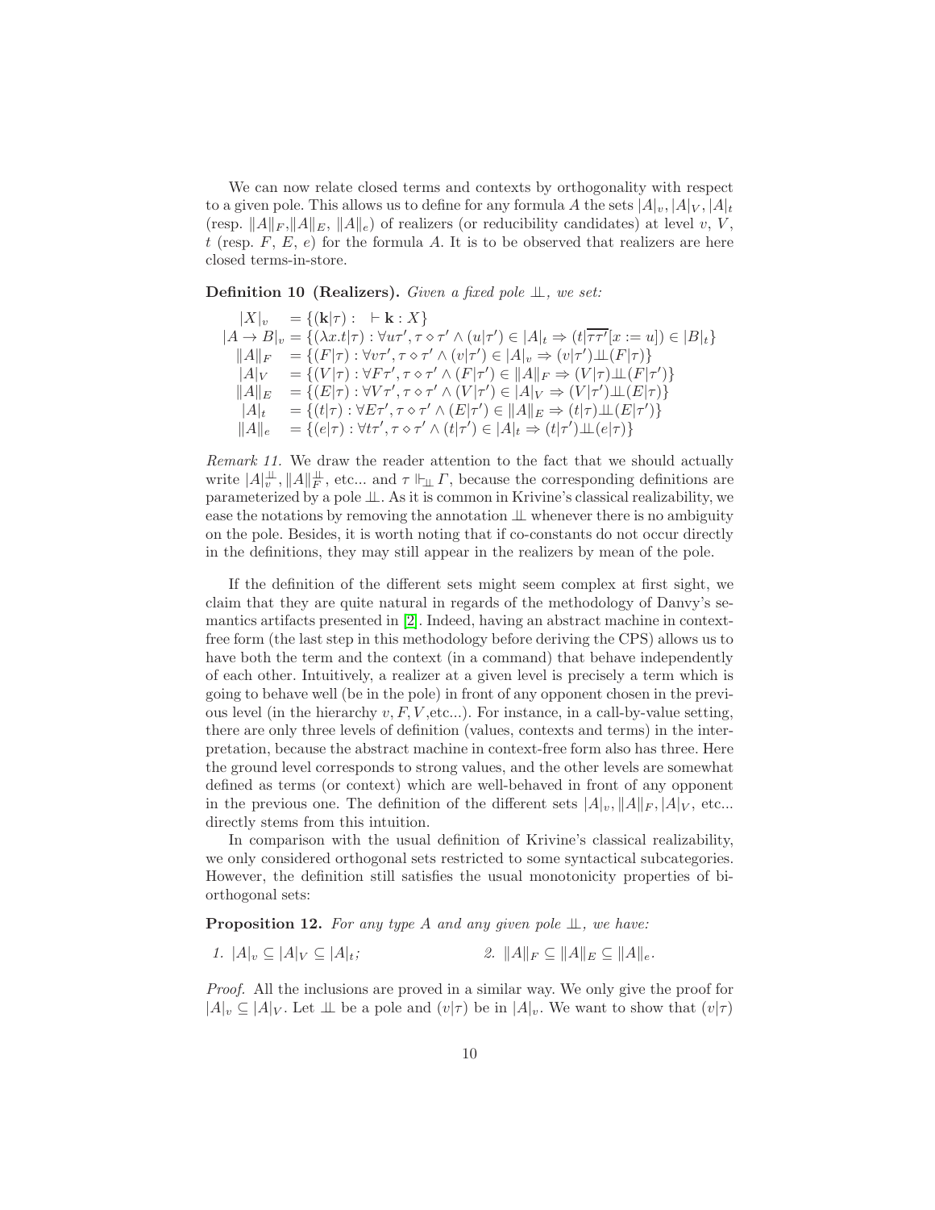We can now relate closed terms and contexts by orthogonality with respect to a given pole. This allows us to define for any formula $A$ the sets $|A|_v, |A|_V, |A|_t$ (resp. $\|A\|_F$,$\|A\|_E$, $\|A\|_e$) of realizers (or reducibility candidates) at level $v$, $V$, $t$ (resp. $F$, $E$, $e$) for the formula $A$. It is to be observed that realizers are here closed terms-in-store.

**Definition 10 (Realizers).** *Given a fixed pole $\bot\!\!\!\bot$, we set:*

$$
\begin{array}{lcl}
|X|_v & = & \{(\mathbf{k}|\tau) : \ \vdash \mathbf{k} : X\} \\
|A \to B|_v & = & \{(\lambda x.t|\tau) : \forall u\tau', \tau \diamond \tau' \wedge (u|\tau') \in |A|_t \Rightarrow (t|\overline{\tau\tau'}[x := u]) \in |B|_t\} \\
\|A\|_F & = & \{(F|\tau) : \forall v\tau', \tau \diamond \tau' \wedge (v|\tau') \in |A|_v \Rightarrow (v|\tau')\bot\!\!\!\bot(F|\tau)\} \\
|A|_V & = & \{(V|\tau) : \forall F\tau', \tau \diamond \tau' \wedge (F|\tau') \in \|A\|_F \Rightarrow (V|\tau)\bot\!\!\!\bot(F|\tau')\} \\
\|A\|_E & = & \{(E|\tau) : \forall V\tau', \tau \diamond \tau' \wedge (V|\tau') \in |A|_V \Rightarrow (V|\tau')\bot\!\!\!\bot(E|\tau)\} \\
|A|_t & = & \{(t|\tau) : \forall E\tau', \tau \diamond \tau' \wedge (E|\tau') \in \|A\|_E \Rightarrow (t|\tau)\bot\!\!\!\bot(E|\tau')\} \\
\|A\|_e & = & \{(e|\tau) : \forall t\tau', \tau \diamond \tau' \wedge (t|\tau') \in |A|_t \Rightarrow (t|\tau')\bot\!\!\!\bot(e|\tau)\}
\end{array}
$$

*Remark 11.* We draw the reader attention to the fact that we should actually write $|A|_v^{\bot\!\!\!\bot}, \|A\|_F^{\bot\!\!\!\bot}$, etc... and $\tau \Vdash_{\bot\!\!\!\bot} \Gamma$, because the corresponding definitions are parameterized by a pole $\bot\!\!\!\bot$. As it is common in Krivine's classical realizability, we ease the notations by removing the annotation $\bot\!\!\!\bot$ whenever there is no ambiguity on the pole. Besides, it is worth noting that if co-constants do not occur directly in the definitions, they may still appear in the realizers by mean of the pole.

If the definition of the different sets might seem complex at first sight, we claim that they are quite natural in regards of the methodology of Danvy's semantics artifacts presented in [2]. Indeed, having an abstract machine in context-free form (the last step in this methodology before deriving the CPS) allows us to have both the term and the context (in a command) that behave independently of each other. Intuitively, a realizer at a given level is precisely a term which is going to behave well (be in the pole) in front of any opponent chosen in the previous level (in the hierarchy $v, F, V$,etc...). For instance, in a call-by-value setting, there are only three levels of definition (values, contexts and terms) in the interpretation, because the abstract machine in context-free form also has three. Here the ground level corresponds to strong values, and the other levels are somewhat defined as terms (or context) which are well-behaved in front of any opponent in the previous one. The definition of the different sets $|A|_v, \|A\|_F, |A|_V$, etc... directly stems from this intuition.

In comparison with the usual definition of Krivine's classical realizability, we only considered orthogonal sets restricted to some syntactical subcategories. However, the definition still satisfies the usual monotonicity properties of bi-orthogonal sets:

**Proposition 12.** *For any type $A$ and any given pole $\bot\!\!\!\bot$, we have:*

1. $|A|_v \subseteq |A|_V \subseteq |A|_t$;
2. $\|A\|_F \subseteq \|A\|_E \subseteq \|A\|_e$.

*Proof.* All the inclusions are proved in a similar way. We only give the proof for $|A|_v \subseteq |A|_V$. Let $\bot\!\!\!\bot$ be a pole and $(v|\tau)$ be in $|A|_v$. We want to show that $(v|\tau)$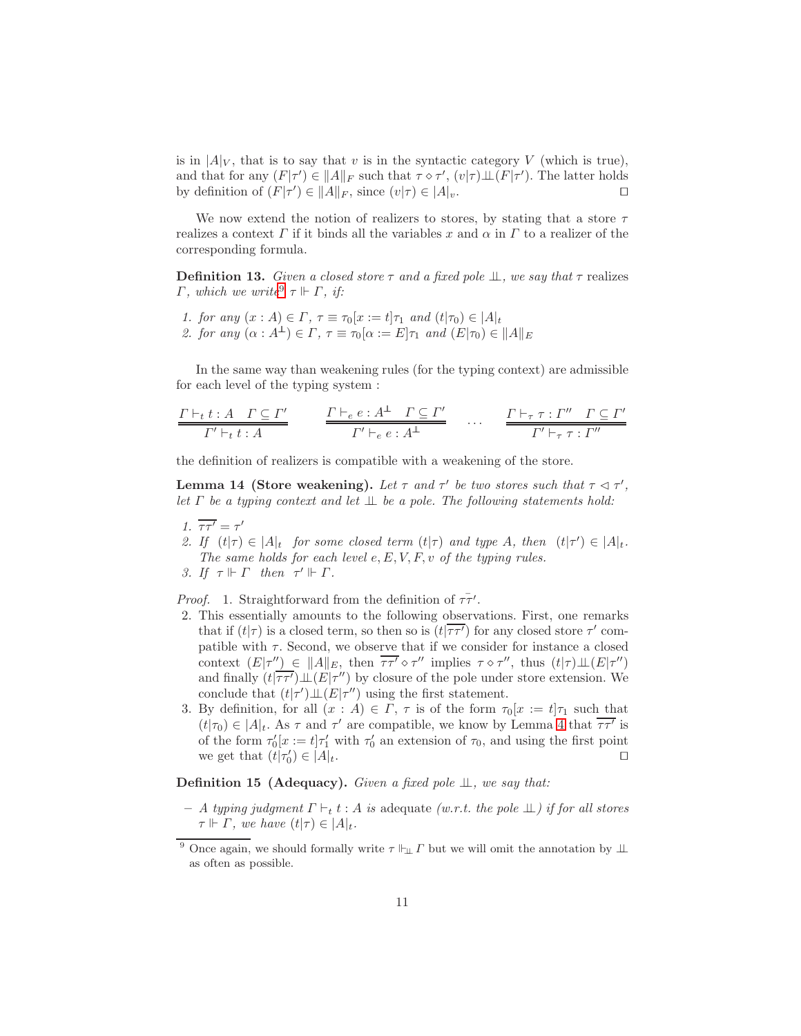is in $|A|_V$, that is to say that $v$ is in the syntactic category $V$ (which is true), and that for any $(F|\tau') \in \|A\|_F$ such that $\tau \diamond \tau'$, $(v|\tau) \perp\!\!\!\perp (F|\tau')$. The latter holds by definition of $(F|\tau') \in \|A\|_F$, since $(v|\tau) \in |A|_v$. □

We now extend the notion of realizers to stores, by stating that a store $\tau$ realizes a context $\Gamma$ if it binds all the variables $x$ and $\alpha$ in $\Gamma$ to a realizer of the corresponding formula.

**Definition 13.** *Given a closed store $\tau$ and a fixed pole $\perp\!\!\!\perp$, we say that $\tau$* realizes *$\Gamma$, which we write[9] $\tau \Vdash \Gamma$, if:*

1. *for any $(x : A) \in \Gamma$, $\tau \equiv \tau_0[x := t]\tau_1$ and $(t|\tau_0) \in |A|_t$*
2. *for any $(\alpha : A^{\perp\!\!\!\perp}) \in \Gamma$, $\tau \equiv \tau_0[\alpha := E]\tau_1$ and $(E|\tau_0) \in \|A\|_E$*

In the same way than weakening rules (for the typing context) are admissible for each level of the typing system :

$$\frac{\Gamma \vdash_t t : A \quad \Gamma \subseteq \Gamma'}{\Gamma' \vdash_t t : A} \qquad \frac{\Gamma \vdash_e e : A^{\perp\!\!\!\perp} \quad \Gamma \subseteq \Gamma'}{\Gamma' \vdash_e e : A^{\perp\!\!\!\perp}} \qquad \dots \qquad \frac{\Gamma \vdash_\tau \tau : \Gamma'' \quad \Gamma \subseteq \Gamma'}{\Gamma' \vdash_\tau \tau : \Gamma''}$$

the definition of realizers is compatible with a weakening of the store.

**Lemma 14 (Store weakening).** *Let $\tau$ and $\tau'$ be two stores such that $\tau \lhd \tau'$, let $\Gamma$ be a typing context and let $\perp\!\!\!\perp$ be a pole. The following statements hold:*

1. *$\overline{\tau\tau'} = \tau'$*
2. *If $(t|\tau) \in |A|_t$ for some closed term $(t|\tau)$ and type $A$, then $(t|\tau') \in |A|_t$. The same holds for each level $e, E, V, F, v$ of the typing rules.*
3. *If $\tau \Vdash \Gamma$ then $\tau' \Vdash \Gamma$.*

*Proof.* 1. Straightforward from the definition of $\bar{\tau\tau'}$.

2. This essentially amounts to the following observations. First, one remarks that if $(t|\tau)$ is a closed term, so then so is $(t|\overline{\tau\tau'})$ for any closed store $\tau'$ compatible with $\tau$. Second, we observe that if we consider for instance a closed context $(E|\tau'') \in \|A\|_E$, then $\overline{\tau\tau'} \diamond \tau''$ implies $\tau \diamond \tau''$, thus $(t|\tau) \perp\!\!\!\perp (E|\tau'')$ and finally $(t|\overline{\tau\tau'}) \perp\!\!\!\perp (E|\tau'')$ by closure of the pole under store extension. We conclude that $(t|\tau') \perp\!\!\!\perp (E|\tau'')$ using the first statement.
3. By definition, for all $(x : A) \in \Gamma$, $\tau$ is of the form $\tau_0[x := t]\tau_1$ such that $(t|\tau_0) \in |A|_t$. As $\tau$ and $\tau'$ are compatible, we know by Lemma 4 that $\overline{\tau\tau'}$ is of the form $\tau_0'[x := t]\tau_1'$ with $\tau_0'$ an extension of $\tau_0$, and using the first point we get that $(t|\tau_0') \in |A|_t$. □

**Definition 15 (Adequacy).** *Given a fixed pole $\perp\!\!\!\perp$, we say that:*

– *A typing judgment $\Gamma \vdash_t t : A$ is* adequate *(w.r.t. the pole $\perp\!\!\!\perp$) if for all stores $\tau \Vdash \Gamma$, we have $(t|\tau) \in |A|_t$.*

[9] Once again, we should formally write $\tau \Vdash_{\perp\!\!\!\perp} \Gamma$ but we will omit the annotation by $\perp\!\!\!\perp$ as often as possible.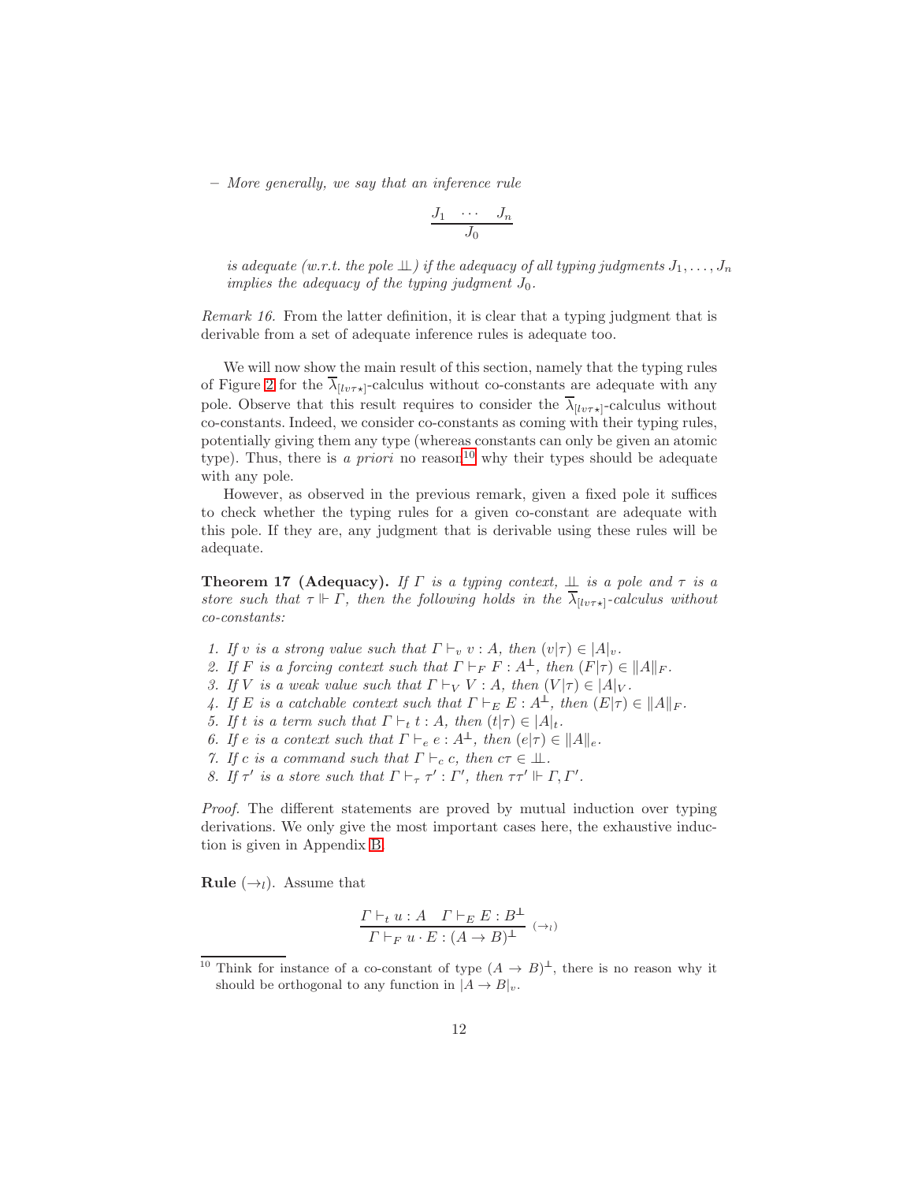– *More generally, we say that an inference rule*

$$\frac{J_1 \quad \cdots \quad J_n}{J_0}$$

*is adequate (w.r.t. the pole $\perp\!\!\!\perp$) if the adequacy of all typing judgments $J_1, \ldots, J_n$ implies the adequacy of the typing judgment $J_0$.*

*Remark 16.* From the latter definition, it is clear that a typing judgment that is derivable from a set of adequate inference rules is adequate too.

We will now show the main result of this section, namely that the typing rules of Figure 2 for the $\overline{\lambda}_{[lv\tau\star]}$-calculus without co-constants are adequate with any pole. Observe that this result requires to consider the $\overline{\lambda}_{[lv\tau\star]}$-calculus without co-constants. Indeed, we consider co-constants as coming with their typing rules, potentially giving them any type (whereas constants can only be given an atomic type). Thus, there is *a priori* no reason[10] why their types should be adequate with any pole.

However, as observed in the previous remark, given a fixed pole it suffices to check whether the typing rules for a given co-constant are adequate with this pole. If they are, any judgment that is derivable using these rules will be adequate.

**Theorem 17 (Adequacy).** *If $\Gamma$ is a typing context, $\perp\!\!\!\perp$ is a pole and $\tau$ is a store such that $\tau \Vdash \Gamma$, then the following holds in the $\overline{\lambda}_{[lv\tau\star]}$-calculus without co-constants:*

1. *If $v$ is a strong value such that $\Gamma \vdash_v v : A$, then $(v|\tau) \in |A|_v$.*
2. *If $F$ is a forcing context such that $\Gamma \vdash_F F : A^{\perp}$, then $(F|\tau) \in \|A\|_F$.*
3. *If $V$ is a weak value such that $\Gamma \vdash_V V : A$, then $(V|\tau) \in |A|_V$.*
4. *If $E$ is a catchable context such that $\Gamma \vdash_E E : A^{\perp}$, then $(E|\tau) \in \|A\|_F$.*
5. *If $t$ is a term such that $\Gamma \vdash_t t : A$, then $(t|\tau) \in |A|_t$.*
6. *If $e$ is a context such that $\Gamma \vdash_e e : A^{\perp}$, then $(e|\tau) \in \|A\|_e$.*
7. *If $c$ is a command such that $\Gamma \vdash_c c$, then $c\tau \in \perp\!\!\!\perp$.*
8. *If $\tau'$ is a store such that $\Gamma \vdash_\tau \tau' : \Gamma'$, then $\tau\tau' \Vdash \Gamma, \Gamma'$.*

*Proof.* The different statements are proved by mutual induction over typing derivations. We only give the most important cases here, the exhaustive induction is given in Appendix B.

**Rule** $(\rightarrow_l)$. Assume that

$$\frac{\Gamma \vdash_t u : A \quad \Gamma \vdash_E E : B^{\perp}}{\Gamma \vdash_F u \cdot E : (A \rightarrow B)^{\perp}} \; (\rightarrow_l)$$

[10] Think for instance of a co-constant of type $(A \rightarrow B)^{\perp}$, there is no reason why it should be orthogonal to any function in $|A \rightarrow B|_v$.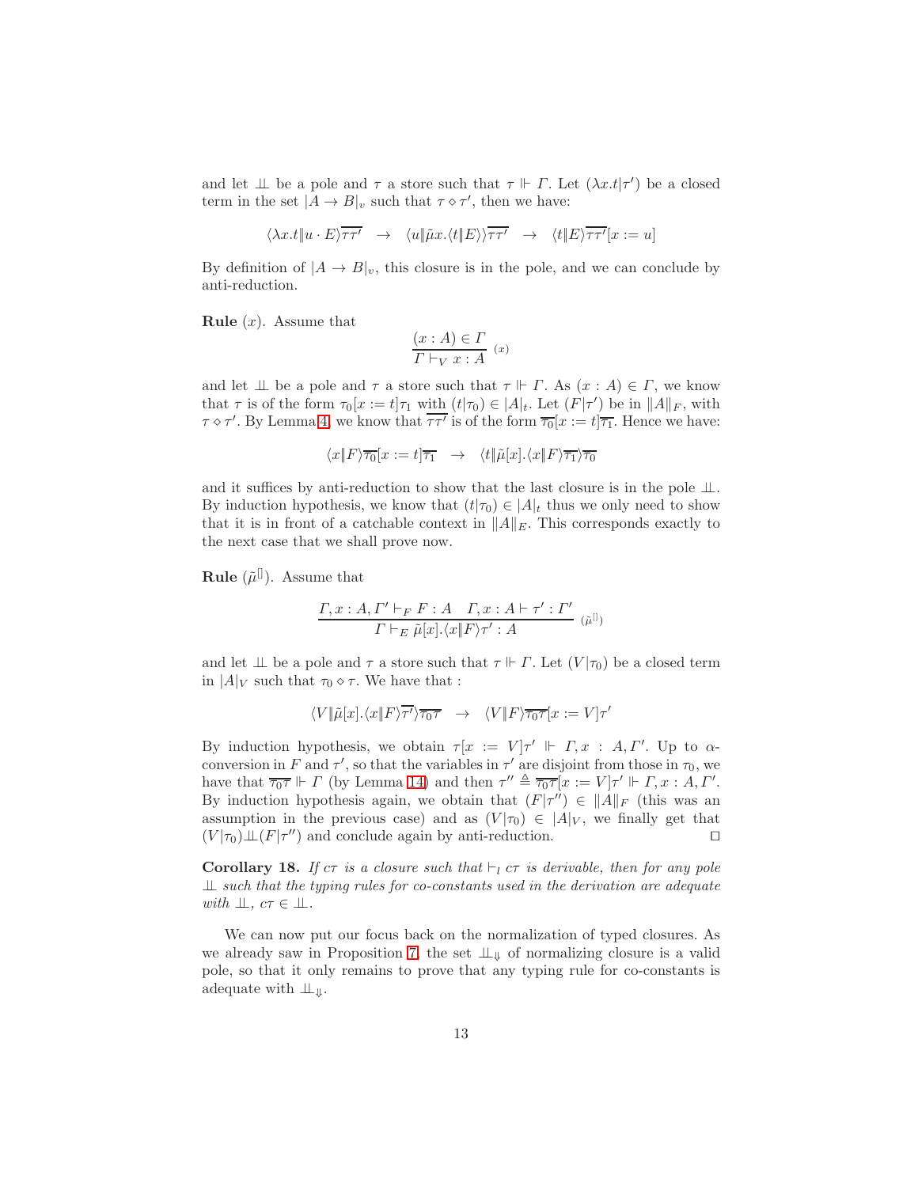and let $\perp\!\!\!\perp$ be a pole and $\tau$ a store such that $\tau \Vdash \Gamma$. Let $(\lambda x.t|\tau')$ be a closed term in the set $|A \to B|_v$ such that $\tau \diamond \tau'$, then we have:

$$\langle \lambda x.t \| u \cdot E\rangle \overline{\tau\tau'} \quad \to \quad \langle u \| \tilde{\mu}x.\langle t\|E\rangle\rangle \overline{\tau\tau'} \quad \to \quad \langle t\|E\rangle \overline{\tau\tau'}[x := u]$$

By definition of $|A \to B|_v$, this closure is in the pole, and we can conclude by anti-reduction.

**Rule** $(x)$. Assume that

$$\frac{(x : A) \in \Gamma}{\Gamma \vdash_V x : A} \ {\scriptstyle (x)}$$

and let $\perp\!\!\!\perp$ be a pole and $\tau$ a store such that $\tau \Vdash \Gamma$. As $(x : A) \in \Gamma$, we know that $\tau$ is of the form $\tau_0[x := t]\tau_1$ with $(t|\tau_0) \in |A|_t$. Let $(F|\tau')$ be in $\|A\|_F$, with $\tau \diamond \tau'$. By Lemma 4, we know that $\overline{\tau\tau'}$ is of the form $\overline{\tau_0}[x := t]\overline{\tau_1}$. Hence we have:

$$\langle x\|F\rangle \overline{\tau_0}[x := t]\overline{\tau_1} \quad \to \quad \langle t\|\tilde{\mu}[x].\langle x\|F\rangle\overline{\tau_1}\rangle\overline{\tau_0}$$

and it suffices by anti-reduction to show that the last closure is in the pole $\perp\!\!\!\perp$. By induction hypothesis, we know that $(t|\tau_0) \in |A|_t$ thus we only need to show that it is in front of a catchable context in $\|A\|_E$. This corresponds exactly to the next case that we shall prove now.

**Rule** $(\tilde{\mu}^{[]})$. Assume that

$$\frac{\Gamma, x : A, \Gamma' \vdash_F F : A \quad \Gamma, x : A \vdash \tau' : \Gamma'}{\Gamma \vdash_E \tilde{\mu}[x].\langle x\|F\rangle\tau' : A} \ {\scriptstyle (\tilde{\mu}^{[]})}$$

and let $\perp\!\!\!\perp$ be a pole and $\tau$ a store such that $\tau \Vdash \Gamma$. Let $(V|\tau_0)$ be a closed term in $|A|_V$ such that $\tau_0 \diamond \tau$. We have that :

$$\langle V\|\tilde{\mu}[x].\langle x\|F\rangle\overline{\tau'}\rangle\overline{\tau_0\tau} \quad \to \quad \langle V\|F\rangle\overline{\tau_0\tau}[x := V]\tau'$$

By induction hypothesis, we obtain $\tau[x := V]\tau' \Vdash \Gamma, x : A, \Gamma'$. Up to $\alpha$-conversion in $F$ and $\tau'$, so that the variables in $\tau'$ are disjoint from those in $\tau_0$, we have that $\overline{\tau_0\tau} \Vdash \Gamma$ (by Lemma 14) and then $\tau'' \triangleq \overline{\tau_0\tau}[x := V]\tau' \Vdash \Gamma, x : A, \Gamma'$. By induction hypothesis again, we obtain that $(F|\tau'') \in \|A\|_F$ (this was an assumption in the previous case) and as $(V|\tau_0) \in |A|_V$, we finally get that $(V|\tau_0) \perp\!\!\!\perp (F|\tau'')$ and conclude again by anti-reduction. $\square$

**Corollary 18.** *If $c\tau$ is a closure such that $\vdash_l c\tau$ is derivable, then for any pole $\perp\!\!\!\perp$ such that the typing rules for co-constants used in the derivation are adequate with $\perp\!\!\!\perp$, $c\tau \in \perp\!\!\!\perp$.*

We can now put our focus back on the normalization of typed closures. As we already saw in Proposition 7, the set $\perp\!\!\!\perp_{\Downarrow}$ of normalizing closure is a valid pole, so that it only remains to prove that any typing rule for co-constants is adequate with $\perp\!\!\!\perp_{\Downarrow}$.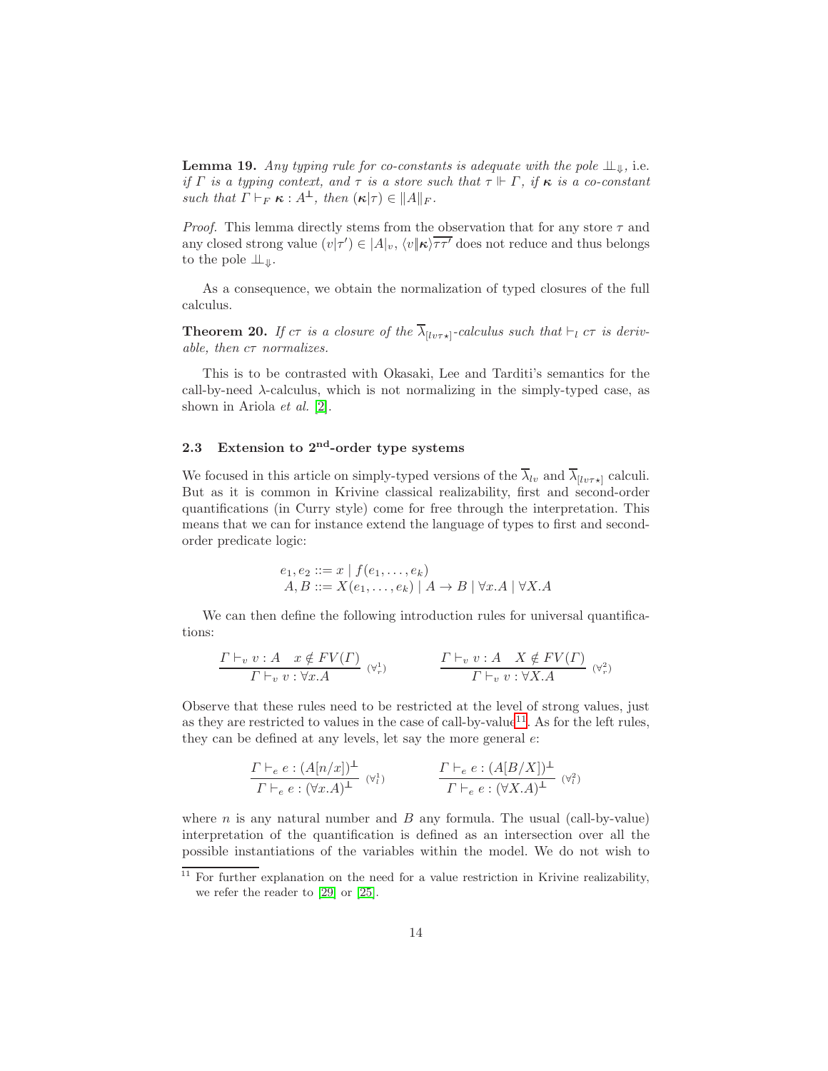**Lemma 19.** *Any typing rule for co-constants is adequate with the pole $\perp\!\!\!\perp_{\Downarrow}$,* i.e. *if $\Gamma$ is a typing context, and $\tau$ is a store such that $\tau \Vdash \Gamma$, if $\boldsymbol{\kappa}$ is a co-constant such that $\Gamma \vdash_F \boldsymbol{\kappa} : A^{\perp}$, then $(\boldsymbol{\kappa}|\tau) \in \|A\|_F$.*

*Proof.* This lemma directly stems from the observation that for any store $\tau$ and any closed strong value $(v|\tau') \in |A|_v$, $\langle v \| \boldsymbol{\kappa} \rangle \overline{\tau\tau'}$ does not reduce and thus belongs to the pole $\perp\!\!\!\perp_{\Downarrow}$.

As a consequence, we obtain the normalization of typed closures of the full calculus.

**Theorem 20.** *If $c\tau$ is a closure of the $\overline{\lambda}_{[lv\tau\star]}$-calculus such that $\vdash_l c\tau$ is derivable, then $c\tau$ normalizes.*

This is to be contrasted with Okasaki, Lee and Tarditi's semantics for the call-by-need $\lambda$-calculus, which is not normalizing in the simply-typed case, as shown in Ariola *et al.* [2].

### 2.3 Extension to 2nd-order type systems

We focused in this article on simply-typed versions of the $\overline{\lambda}_{lv}$ and $\overline{\lambda}_{[lv\tau\star]}$ calculi. But as it is common in Krivine classical realizability, first and second-order quantifications (in Curry style) come for free through the interpretation. This means that we can for instance extend the language of types to first and second-order predicate logic:

$$
\begin{array}{l}
e_1, e_2 ::= x \mid f(e_1, \ldots, e_k) \\
A, B ::= X(e_1, \ldots, e_k) \mid A \to B \mid \forall x.A \mid \forall X.A
\end{array}
$$

We can then define the following introduction rules for universal quantifications:

$$
\frac{\Gamma \vdash_v v : A \quad x \notin FV(\Gamma)}{\Gamma \vdash_v v : \forall x.A}\ (\forall_r^1) \qquad\qquad \frac{\Gamma \vdash_v v : A \quad X \notin FV(\Gamma)}{\Gamma \vdash_v v : \forall X.A}\ (\forall_r^2)
$$

Observe that these rules need to be restricted at the level of strong values, just as they are restricted to values in the case of call-by-value[11]. As for the left rules, they can be defined at any levels, let say the more general $e$:

$$
\frac{\Gamma \vdash_e e : (A[n/x])^{\perp}}{\Gamma \vdash_e e : (\forall x.A)^{\perp}}\ (\forall_l^1) \qquad\qquad \frac{\Gamma \vdash_e e : (A[B/X])^{\perp}}{\Gamma \vdash_e e : (\forall X.A)^{\perp}}\ (\forall_l^2)
$$

where $n$ is any natural number and $B$ any formula. The usual (call-by-value) interpretation of the quantification is defined as an intersection over all the possible instantiations of the variables within the model. We do not wish to

[11] For further explanation on the need for a value restriction in Krivine realizability, we refer the reader to [29] or [25].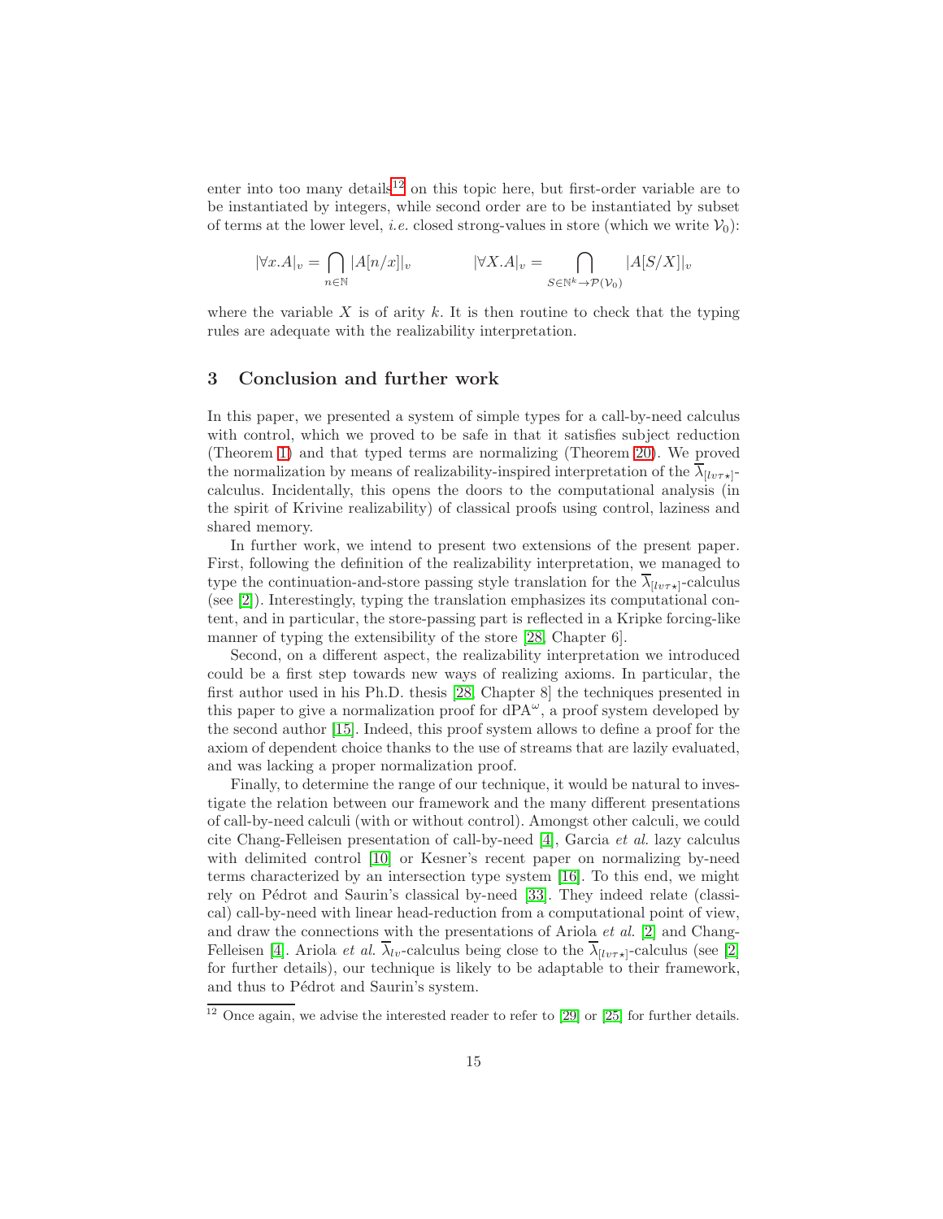enter into too many details[12] on this topic here, but first-order variable are to be instantiated by integers, while second order are to be instantiated by subset of terms at the lower level, *i.e.* closed strong-values in store (which we write $\mathcal{V}_0$):

$$|\forall x.A|_v = \bigcap_{n\in\mathbb{N}} |A[n/x]|_v \qquad\qquad |\forall X.A|_v = \bigcap_{S\in\mathbb{N}^k\to\mathcal{P}(\mathcal{V}_0)} |A[S/X]|_v$$

where the variable $X$ is of arity $k$. It is then routine to check that the typing rules are adequate with the realizability interpretation.

## 3 Conclusion and further work

In this paper, we presented a system of simple types for a call-by-need calculus with control, which we proved to be safe in that it satisfies subject reduction (Theorem 1) and that typed terms are normalizing (Theorem 20). We proved the normalization by means of realizability-inspired interpretation of the $\overline{\lambda}_{[lv\tau\star]}$-calculus. Incidentally, this opens the doors to the computational analysis (in the spirit of Krivine realizability) of classical proofs using control, laziness and shared memory.

In further work, we intend to present two extensions of the present paper. First, following the definition of the realizability interpretation, we managed to type the continuation-and-store passing style translation for the $\overline{\lambda}_{[lv\tau\star]}$-calculus (see [2]). Interestingly, typing the translation emphasizes its computational content, and in particular, the store-passing part is reflected in a Kripke forcing-like manner of typing the extensibility of the store [28, Chapter 6].

Second, on a different aspect, the realizability interpretation we introduced could be a first step towards new ways of realizing axioms. In particular, the first author used in his Ph.D. thesis [28, Chapter 8] the techniques presented in this paper to give a normalization proof for dPA$^\omega$, a proof system developed by the second author [15]. Indeed, this proof system allows to define a proof for the axiom of dependent choice thanks to the use of streams that are lazily evaluated, and was lacking a proper normalization proof.

Finally, to determine the range of our technique, it would be natural to investigate the relation between our framework and the many different presentations of call-by-need calculi (with or without control). Amongst other calculi, we could cite Chang-Felleisen presentation of call-by-need [4], Garcia *et al.* lazy calculus with delimited control [10] or Kesner's recent paper on normalizing by-need terms characterized by an intersection type system [16]. To this end, we might rely on Pédrot and Saurin's classical by-need [33]. They indeed relate (classical) call-by-need with linear head-reduction from a computational point of view, and draw the connections with the presentations of Ariola *et al.* [2] and Chang-Felleisen [4]. Ariola *et al.* $\overline{\lambda}_{lv}$-calculus being close to the $\overline{\lambda}_{[lv\tau\star]}$-calculus (see [2] for further details), our technique is likely to be adaptable to their framework, and thus to Pédrot and Saurin's system.

[12] Once again, we advise the interested reader to refer to [29] or [25] for further details.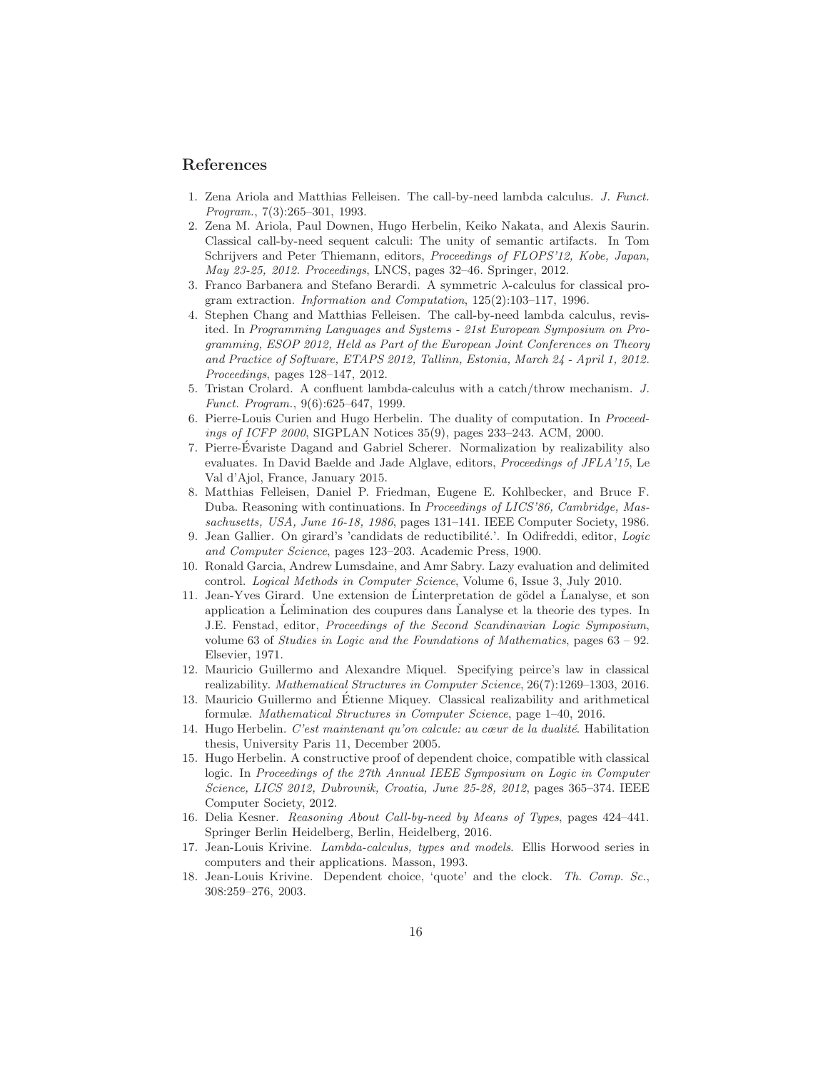## References

1. Zena Ariola and Matthias Felleisen. The call-by-need lambda calculus. *J. Funct. Program.*, 7(3):265–301, 1993.
2. Zena M. Ariola, Paul Downen, Hugo Herbelin, Keiko Nakata, and Alexis Saurin. Classical call-by-need sequent calculi: The unity of semantic artifacts. In Tom Schrijvers and Peter Thiemann, editors, *Proceedings of FLOPS'12, Kobe, Japan, May 23-25, 2012. Proceedings*, LNCS, pages 32–46. Springer, 2012.
3. Franco Barbanera and Stefano Berardi. A symmetric $\lambda$-calculus for classical program extraction. *Information and Computation*, 125(2):103–117, 1996.
4. Stephen Chang and Matthias Felleisen. The call-by-need lambda calculus, revisited. In *Programming Languages and Systems - 21st European Symposium on Programming, ESOP 2012, Held as Part of the European Joint Conferences on Theory and Practice of Software, ETAPS 2012, Tallinn, Estonia, March 24 - April 1, 2012. Proceedings*, pages 128–147, 2012.
5. Tristan Crolard. A confluent lambda-calculus with a catch/throw mechanism. *J. Funct. Program.*, 9(6):625–647, 1999.
6. Pierre-Louis Curien and Hugo Herbelin. The duality of computation. In *Proceedings of ICFP 2000*, SIGPLAN Notices 35(9), pages 233–243. ACM, 2000.
7. Pierre-Évariste Dagand and Gabriel Scherer. Normalization by realizability also evaluates. In David Baelde and Jade Alglave, editors, *Proceedings of JFLA'15*, Le Val d'Ajol, France, January 2015.
8. Matthias Felleisen, Daniel P. Friedman, Eugene E. Kohlbecker, and Bruce F. Duba. Reasoning with continuations. In *Proceedings of LICS'86, Cambridge, Massachusetts, USA, June 16-18, 1986*, pages 131–141. IEEE Computer Society, 1986.
9. Jean Gallier. On girard's 'candidats de reductibilité.'. In Odifreddi, editor, *Logic and Computer Science*, pages 123–203. Academic Press, 1900.
10. Ronald Garcia, Andrew Lumsdaine, and Amr Sabry. Lazy evaluation and delimited control. *Logical Methods in Computer Science*, Volume 6, Issue 3, July 2010.
11. Jean-Yves Girard. Une extension de Ľinterpretation de gödel a Ľanalyse, et son application a Ľelimination des coupures dans Ľanalyse et la theorie des types. In J.E. Fenstad, editor, *Proceedings of the Second Scandinavian Logic Symposium*, volume 63 of *Studies in Logic and the Foundations of Mathematics*, pages 63 – 92. Elsevier, 1971.
12. Mauricio Guillermo and Alexandre Miquel. Specifying peirce's law in classical realizability. *Mathematical Structures in Computer Science*, 26(7):1269–1303, 2016.
13. Mauricio Guillermo and Étienne Miquey. Classical realizability and arithmetical formulæ. *Mathematical Structures in Computer Science*, page 1–40, 2016.
14. Hugo Herbelin. *C'est maintenant qu'on calcule: au cœur de la dualité*. Habilitation thesis, University Paris 11, December 2005.
15. Hugo Herbelin. A constructive proof of dependent choice, compatible with classical logic. In *Proceedings of the 27th Annual IEEE Symposium on Logic in Computer Science, LICS 2012, Dubrovnik, Croatia, June 25-28, 2012*, pages 365–374. IEEE Computer Society, 2012.
16. Delia Kesner. *Reasoning About Call-by-need by Means of Types*, pages 424–441. Springer Berlin Heidelberg, Berlin, Heidelberg, 2016.
17. Jean-Louis Krivine. *Lambda-calculus, types and models*. Ellis Horwood series in computers and their applications. Masson, 1993.
18. Jean-Louis Krivine. Dependent choice, 'quote' and the clock. *Th. Comp. Sc.*, 308:259–276, 2003.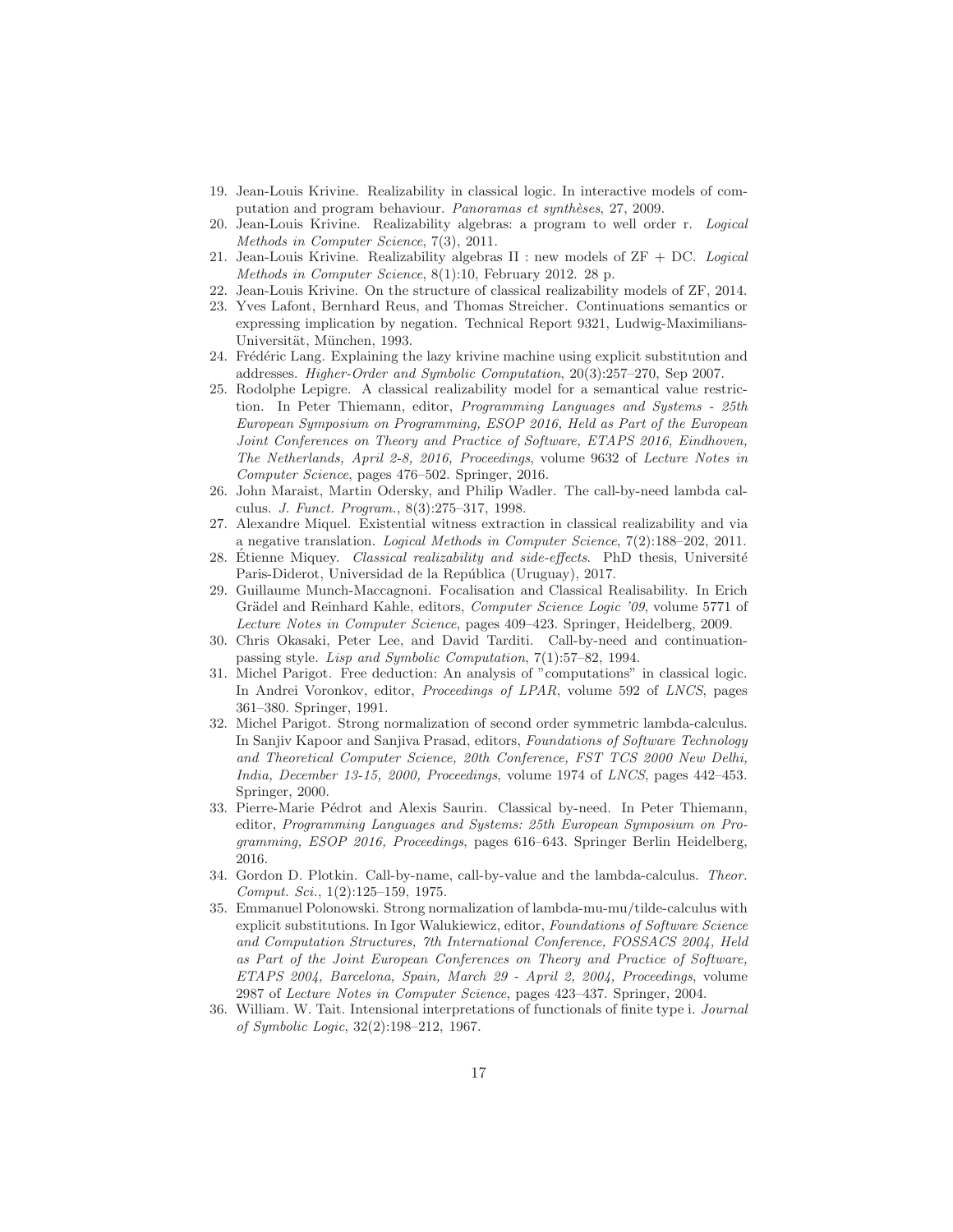19. Jean-Louis Krivine. Realizability in classical logic. In interactive models of computation and program behaviour. *Panoramas et synthèses*, 27, 2009.
20. Jean-Louis Krivine. Realizability algebras: a program to well order r. *Logical Methods in Computer Science*, 7(3), 2011.
21. Jean-Louis Krivine. Realizability algebras II : new models of ZF + DC. *Logical Methods in Computer Science*, 8(1):10, February 2012. 28 p.
22. Jean-Louis Krivine. On the structure of classical realizability models of ZF, 2014.
23. Yves Lafont, Bernhard Reus, and Thomas Streicher. Continuations semantics or expressing implication by negation. Technical Report 9321, Ludwig-Maximilians-Universität, München, 1993.
24. Frédéric Lang. Explaining the lazy krivine machine using explicit substitution and addresses. *Higher-Order and Symbolic Computation*, 20(3):257–270, Sep 2007.
25. Rodolphe Lepigre. A classical realizability model for a semantical value restriction. In Peter Thiemann, editor, *Programming Languages and Systems - 25th European Symposium on Programming, ESOP 2016, Held as Part of the European Joint Conferences on Theory and Practice of Software, ETAPS 2016, Eindhoven, The Netherlands, April 2-8, 2016, Proceedings*, volume 9632 of *Lecture Notes in Computer Science*, pages 476–502. Springer, 2016.
26. John Maraist, Martin Odersky, and Philip Wadler. The call-by-need lambda calculus. *J. Funct. Program.*, 8(3):275–317, 1998.
27. Alexandre Miquel. Existential witness extraction in classical realizability and via a negative translation. *Logical Methods in Computer Science*, 7(2):188–202, 2011.
28. Étienne Miquey. *Classical realizability and side-effects*. PhD thesis, Université Paris-Diderot, Universidad de la República (Uruguay), 2017.
29. Guillaume Munch-Maccagnoni. Focalisation and Classical Realisability. In Erich Grädel and Reinhard Kahle, editors, *Computer Science Logic '09*, volume 5771 of *Lecture Notes in Computer Science*, pages 409–423. Springer, Heidelberg, 2009.
30. Chris Okasaki, Peter Lee, and David Tarditi. Call-by-need and continuation-passing style. *Lisp and Symbolic Computation*, 7(1):57–82, 1994.
31. Michel Parigot. Free deduction: An analysis of "computations" in classical logic. In Andrei Voronkov, editor, *Proceedings of LPAR*, volume 592 of *LNCS*, pages 361–380. Springer, 1991.
32. Michel Parigot. Strong normalization of second order symmetric lambda-calculus. In Sanjiv Kapoor and Sanjiva Prasad, editors, *Foundations of Software Technology and Theoretical Computer Science, 20th Conference, FST TCS 2000 New Delhi, India, December 13-15, 2000, Proceedings*, volume 1974 of *LNCS*, pages 442–453. Springer, 2000.
33. Pierre-Marie Pédrot and Alexis Saurin. Classical by-need. In Peter Thiemann, editor, *Programming Languages and Systems: 25th European Symposium on Programming, ESOP 2016, Proceedings*, pages 616–643. Springer Berlin Heidelberg, 2016.
34. Gordon D. Plotkin. Call-by-name, call-by-value and the lambda-calculus. *Theor. Comput. Sci.*, 1(2):125–159, 1975.
35. Emmanuel Polonowski. Strong normalization of lambda-mu-mu/tilde-calculus with explicit substitutions. In Igor Walukiewicz, editor, *Foundations of Software Science and Computation Structures, 7th International Conference, FOSSACS 2004, Held as Part of the Joint European Conferences on Theory and Practice of Software, ETAPS 2004, Barcelona, Spain, March 29 - April 2, 2004, Proceedings*, volume 2987 of *Lecture Notes in Computer Science*, pages 423–437. Springer, 2004.
36. William. W. Tait. Intensional interpretations of functionals of finite type i. *Journal of Symbolic Logic*, 32(2):198–212, 1967.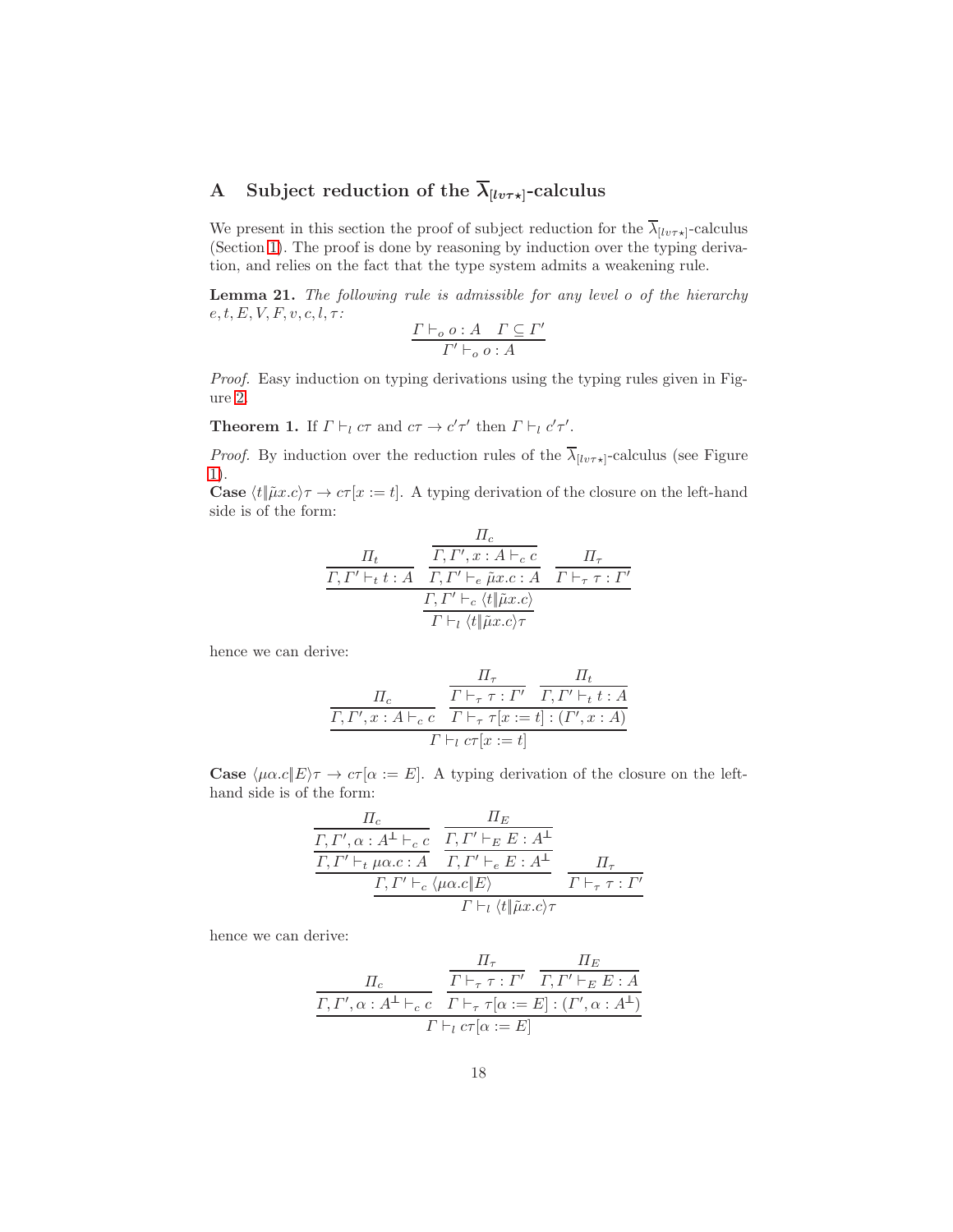## A Subject reduction of the $\overline{\lambda}_{[lv\tau\star]}$-calculus

We present in this section the proof of subject reduction for the $\overline{\lambda}_{[lv\tau\star]}$-calculus (Section 1). The proof is done by reasoning by induction over the typing derivation, and relies on the fact that the type system admits a weakening rule.

**Lemma 21.** *The following rule is admissible for any level $o$ of the hierarchy $e, t, E, V, F, v, c, l, \tau$:*

$$\frac{\Gamma \vdash_o o : A \quad \Gamma \subseteq \Gamma'}{\Gamma' \vdash_o o : A}$$

*Proof.* Easy induction on typing derivations using the typing rules given in Figure 2.

**Theorem 1.** If $\Gamma \vdash_l c\tau$ and $c\tau \to c'\tau'$ then $\Gamma \vdash_l c'\tau'$.

*Proof.* By induction over the reduction rules of the $\overline{\lambda}_{[lv\tau\star]}$-calculus (see Figure 1).

**Case** $\langle t \| \tilde{\mu}x.c\rangle\tau \to c\tau[x := t]$. A typing derivation of the closure on the left-hand side is of the form:

$$\cfrac{\cfrac{\cfrac{\Pi_t}{\Gamma, \Gamma' \vdash_t t : A} \quad \cfrac{\cfrac{\Pi_c}{\Gamma, \Gamma', x : A \vdash_c c}}{\Gamma, \Gamma' \vdash_e \tilde{\mu}x.c : A}}{\Gamma, \Gamma' \vdash_c \langle t \| \tilde{\mu}x.c\rangle} \quad \cfrac{\Pi_\tau}{\Gamma \vdash_\tau \tau : \Gamma'}}{\Gamma \vdash_l \langle t \| \tilde{\mu}x.c\rangle\tau}$$

hence we can derive:

$$\cfrac{\cfrac{\Pi_c}{\Gamma, \Gamma', x : A \vdash_c c} \quad \cfrac{\cfrac{\Pi_\tau}{\Gamma \vdash_\tau \tau : \Gamma'} \quad \cfrac{\Pi_t}{\Gamma, \Gamma' \vdash_t t : A}}{\Gamma \vdash_\tau \tau[x := t] : (\Gamma', x : A)}}{\Gamma \vdash_l c\tau[x := t]}$$

**Case** $\langle \mu\alpha.c \| E\rangle\tau \to c\tau[\alpha := E]$. A typing derivation of the closure on the left-hand side is of the form:

$$\cfrac{\cfrac{\cfrac{\cfrac{\Pi_c}{\Gamma, \Gamma', \alpha : A^\perp \vdash_c c}}{\Gamma, \Gamma' \vdash_t \mu\alpha.c : A} \quad \cfrac{\cfrac{\Pi_E}{\Gamma, \Gamma' \vdash_E E : A^\perp}}{\Gamma, \Gamma' \vdash_e E : A^\perp}}{\Gamma, \Gamma' \vdash_c \langle \mu\alpha.c \| E\rangle} \quad \cfrac{\Pi_\tau}{\Gamma \vdash_\tau \tau : \Gamma'}}{\Gamma \vdash_l \langle t \| \tilde{\mu}x.c\rangle\tau}$$

hence we can derive:

$$\cfrac{\cfrac{\Pi_c}{\Gamma, \Gamma', \alpha : A^\perp \vdash_c c} \quad \cfrac{\cfrac{\Pi_\tau}{\Gamma \vdash_\tau \tau : \Gamma'} \quad \cfrac{\Pi_E}{\Gamma, \Gamma' \vdash_E E : A}}{\Gamma \vdash_\tau \tau[\alpha := E] : (\Gamma', \alpha : A^\perp)}}{\Gamma \vdash_l c\tau[\alpha := E]}$$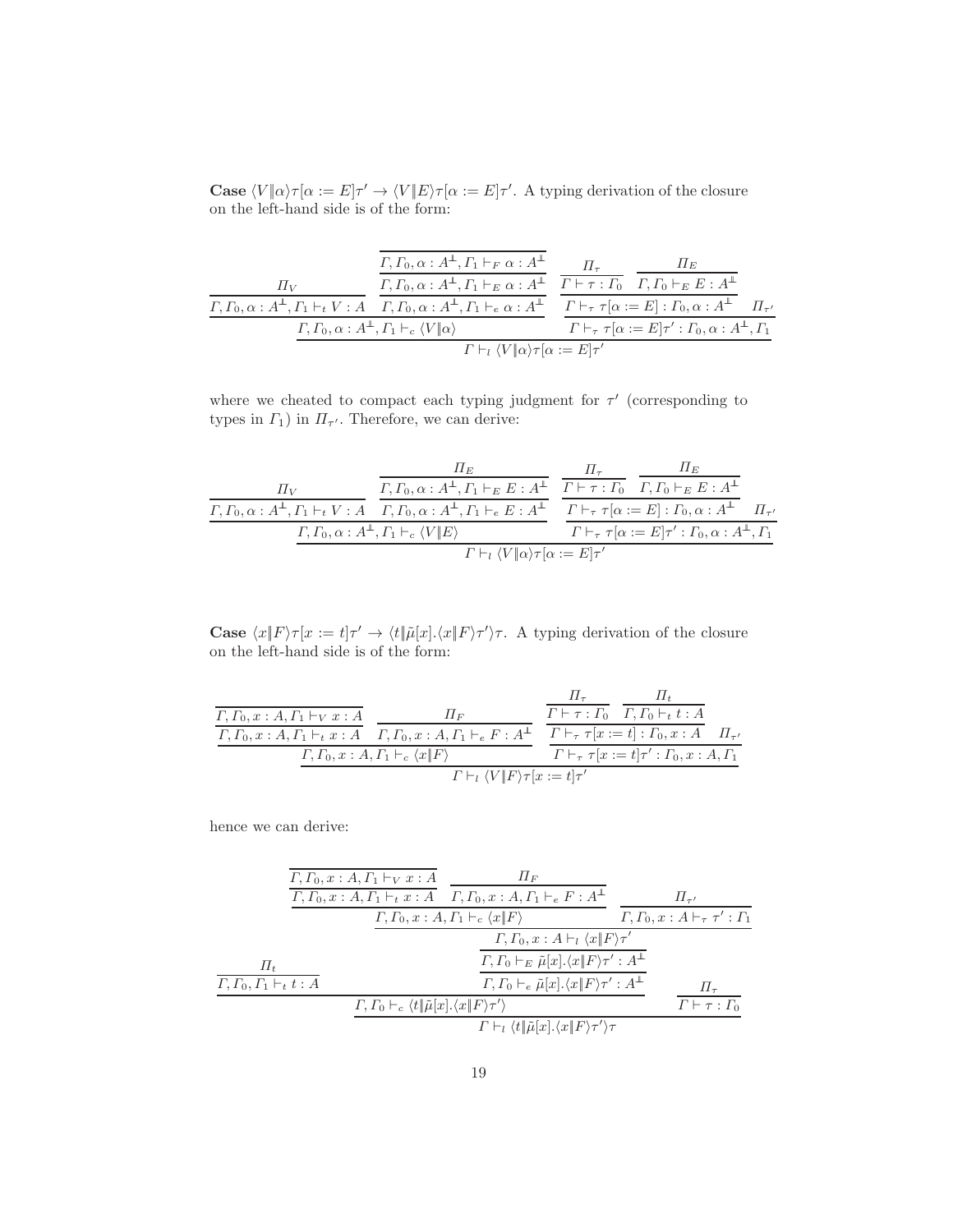**Case** $\langle V \| \alpha \rangle \tau[\alpha := E]\tau' \to \langle V \| E \rangle \tau[\alpha := E]\tau'$. A typing derivation of the closure on the left-hand side is of the form:

$$
\dfrac{
\dfrac{
\dfrac{\Pi_V}{\Gamma, \Gamma_0, \alpha : A^{\perp\!\!\perp}, \Gamma_1 \vdash_t V : A}
\quad
\dfrac{\dfrac{\dfrac{}{\Gamma, \Gamma_0, \alpha : A^{\perp\!\!\perp}, \Gamma_1 \vdash_F \alpha : A^{\perp\!\!\perp}}}{\Gamma, \Gamma_0, \alpha : A^{\perp\!\!\perp}, \Gamma_1 \vdash_E \alpha : A^{\perp\!\!\perp}}}{\Gamma, \Gamma_0, \alpha : A^{\perp\!\!\perp}, \Gamma_1 \vdash_e \alpha : A^{\perp\!\!\perp}}
}{\Gamma, \Gamma_0, \alpha : A^{\perp\!\!\perp}, \Gamma_1 \vdash_c \langle V \| \alpha \rangle}
\quad
\dfrac{
\dfrac{\dfrac{\Pi_\tau}{\Gamma \vdash \tau : \Gamma_0} \quad \dfrac{\Pi_E}{\Gamma, \Gamma_0 \vdash_E E : A^{\perp\!\!\perp}}}{\Gamma \vdash_\tau \tau[\alpha := E] : \Gamma_0, \alpha : A^{\perp\!\!\perp}}
\quad \Pi_{\tau'}
}{\Gamma \vdash_\tau \tau[\alpha := E]\tau' : \Gamma_0, \alpha : A^{\perp\!\!\perp}, \Gamma_1}
}{\Gamma \vdash_l \langle V \| \alpha \rangle \tau[\alpha := E]\tau'}
$$

where we cheated to compact each typing judgment for $\tau'$ (corresponding to types in $\Gamma_1$) in $\Pi_{\tau'}$. Therefore, we can derive:

$$
\dfrac{
\dfrac{
\dfrac{\Pi_V}{\Gamma, \Gamma_0, \alpha : A^{\perp\!\!\perp}, \Gamma_1 \vdash_t V : A}
\quad
\dfrac{\dfrac{\Pi_E}{\Gamma, \Gamma_0, \alpha : A^{\perp\!\!\perp}, \Gamma_1 \vdash_E E : A^{\perp\!\!\perp}}}{\Gamma, \Gamma_0, \alpha : A^{\perp\!\!\perp}, \Gamma_1 \vdash_e E : A^{\perp\!\!\perp}}
}{\Gamma, \Gamma_0, \alpha : A^{\perp\!\!\perp}, \Gamma_1 \vdash_c \langle V \| E \rangle}
\quad
\dfrac{
\dfrac{\dfrac{\Pi_\tau}{\Gamma \vdash \tau : \Gamma_0} \quad \dfrac{\Pi_E}{\Gamma, \Gamma_0 \vdash_E E : A^{\perp\!\!\perp}}}{\Gamma \vdash_\tau \tau[\alpha := E] : \Gamma_0, \alpha : A^{\perp\!\!\perp}}
\quad \Pi_{\tau'}
}{\Gamma \vdash_\tau \tau[\alpha := E]\tau' : \Gamma_0, \alpha : A^{\perp\!\!\perp}, \Gamma_1}
}{\Gamma \vdash_l \langle V \| \alpha \rangle \tau[\alpha := E]\tau'}
$$

**Case** $\langle x \| F \rangle \tau[x := t]\tau' \to \langle t \| \tilde{\mu}[x].\langle x \| F \rangle \tau' \rangle \tau$. A typing derivation of the closure on the left-hand side is of the form:

$$
\dfrac{
\dfrac{
\dfrac{\dfrac{}{\Gamma, \Gamma_0, x : A, \Gamma_1 \vdash_V x : A}}{\Gamma, \Gamma_0, x : A, \Gamma_1 \vdash_t x : A}
\quad
\dfrac{\Pi_F}{\Gamma, \Gamma_0, x : A, \Gamma_1 \vdash_e F : A^{\perp\!\!\perp}}
}{\Gamma, \Gamma_0, x : A, \Gamma_1 \vdash_c \langle x \| F \rangle}
\quad
\dfrac{
\dfrac{\dfrac{\Pi_\tau}{\Gamma \vdash \tau : \Gamma_0} \quad \dfrac{\Pi_t}{\Gamma, \Gamma_0 \vdash_t t : A}}{\Gamma \vdash_\tau \tau[x := t] : \Gamma_0, x : A}
\quad \Pi_{\tau'}
}{\Gamma \vdash_\tau \tau[x := t]\tau' : \Gamma_0, x : A, \Gamma_1}
}{\Gamma \vdash_l \langle V \| F \rangle \tau[x := t]\tau'}
$$

hence we can derive:

$$
\dfrac{
\dfrac{
\dfrac{\Pi_t}{\Gamma, \Gamma_0, \Gamma_1 \vdash_t t : A}
\quad
\dfrac{\dfrac{\dfrac{
\dfrac{
\dfrac{\dfrac{}{\Gamma, \Gamma_0, x : A, \Gamma_1 \vdash_V x : A}}{\Gamma, \Gamma_0, x : A, \Gamma_1 \vdash_t x : A}
\quad
\dfrac{\Pi_F}{\Gamma, \Gamma_0, x : A, \Gamma_1 \vdash_e F : A^{\perp\!\!\perp}}
}{\Gamma, \Gamma_0, x : A, \Gamma_1 \vdash_c \langle x \| F \rangle}
\quad
\dfrac{\Pi_{\tau'}}{\Gamma, \Gamma_0, x : A \vdash_\tau \tau' : \Gamma_1}
}{\Gamma, \Gamma_0, x : A \vdash_l \langle x \| F \rangle \tau'}}{\Gamma, \Gamma_0 \vdash_E \tilde{\mu}[x].\langle x \| F \rangle \tau' : A^{\perp\!\!\perp}}}{\Gamma, \Gamma_0 \vdash_e \tilde{\mu}[x].\langle x \| F \rangle \tau' : A^{\perp\!\!\perp}}
}{\Gamma, \Gamma_0 \vdash_c \langle t \| \tilde{\mu}[x].\langle x \| F \rangle \tau' \rangle}
\quad
\dfrac{\Pi_\tau}{\Gamma \vdash \tau : \Gamma_0}
}{\Gamma \vdash_l \langle t \| \tilde{\mu}[x].\langle x \| F \rangle \tau' \rangle \tau}
$$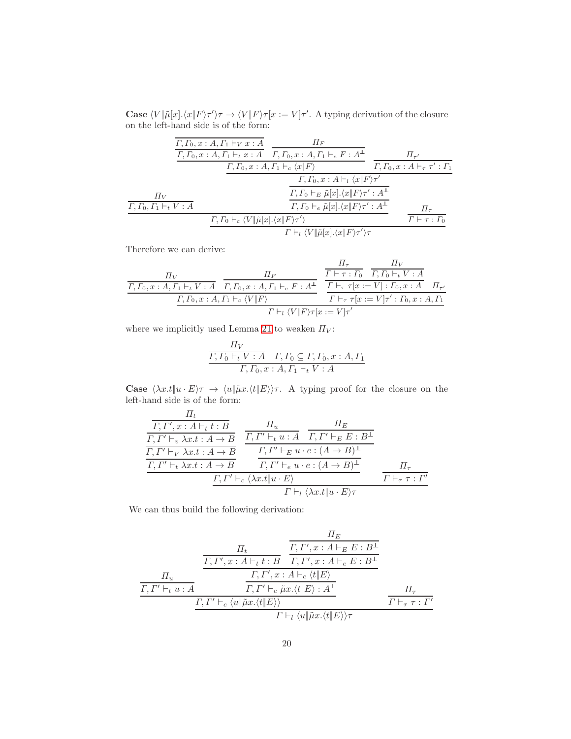**Case** $\langle V \| \tilde{\mu}[x].\langle x \| F\rangle\tau'\rangle\tau \to \langle V\|F\rangle\tau[x := V]\tau'$. A typing derivation of the closure on the left-hand side is of the form:

$$
\dfrac{
\dfrac{\Pi_V}{\Gamma,\Gamma_0,\Gamma_1 \vdash_t V : A}
\qquad
\dfrac{
\dfrac{
\dfrac{
\dfrac{
\dfrac{
\dfrac{\dfrac{}{\Gamma,\Gamma_0,x:A,\Gamma_1 \vdash_V x : A}}{\Gamma,\Gamma_0,x:A,\Gamma_1 \vdash_t x : A}
\quad
\dfrac{\Pi_F}{\Gamma,\Gamma_0,x:A,\Gamma_1 \vdash_e F : A^{\perp}}
}{\Gamma,\Gamma_0,x:A,\Gamma_1 \vdash_c \langle x\|F\rangle}
\quad
\dfrac{\Pi_{\tau'}}{\Gamma,\Gamma_0,x:A \vdash_\tau \tau' : \Gamma_1}
}{\Gamma,\Gamma_0,x:A \vdash_l \langle x\|F\rangle\tau'}
}{\Gamma,\Gamma_0 \vdash_E \tilde{\mu}[x].\langle x\|F\rangle\tau' : A^{\perp}}
}{\Gamma,\Gamma_0 \vdash_e \tilde{\mu}[x].\langle x\|F\rangle\tau' : A^{\perp}}
}{}
}{\Gamma,\Gamma_0 \vdash_c \langle V\|\tilde{\mu}[x].\langle x\|F\rangle\tau'\rangle}
\qquad
\dfrac{\Pi_\tau}{\Gamma \vdash \tau : \Gamma_0}
$$
$$
\overline{\Gamma \vdash_l \langle V\|\tilde{\mu}[x].\langle x\|F\rangle\tau'\rangle\tau}
$$

Therefore we can derive:

$$
\dfrac{
\dfrac{
\dfrac{\Pi_V}{\Gamma,\Gamma_0,x:A,\Gamma_1 \vdash_t V : A}
\quad
\dfrac{\Pi_F}{\Gamma,\Gamma_0,x:A,\Gamma_1 \vdash_e F : A^{\perp}}
}{\Gamma,\Gamma_0,x:A,\Gamma_1 \vdash_c \langle V\|F\rangle}
\quad
\dfrac{
\dfrac{
\dfrac{\Pi_\tau}{\Gamma \vdash \tau : \Gamma_0}
\quad
\dfrac{\Pi_V}{\Gamma,\Gamma_0 \vdash_t V : A}
}{\Gamma \vdash_\tau \tau[x := V] : \Gamma_0, x : A}
\quad \Pi_{\tau'}
}{\Gamma \vdash_\tau \tau[x := V]\tau' : \Gamma_0, x : A, \Gamma_1}
}{\Gamma \vdash_l \langle V\|F\rangle\tau[x := V]\tau'}
$$

where we implicitly used Lemma 21 to weaken $\Pi_V$:

$$
\dfrac{\dfrac{\Pi_V}{\Gamma,\Gamma_0 \vdash_t V : A} \quad \Gamma,\Gamma_0 \subseteq \Gamma,\Gamma_0,x:A,\Gamma_1}{\Gamma,\Gamma_0,x:A,\Gamma_1 \vdash_t V : A}
$$

**Case** $\langle \lambda x.t \| u \cdot E\rangle\tau \to \langle u\|\tilde{\mu}x.\langle t\|E\rangle\rangle\tau$. A typing proof for the closure on the left-hand side is of the form:

$$
\dfrac{
\dfrac{
\dfrac{
\dfrac{
\dfrac{\Pi_t}{\Gamma,\Gamma',x:A \vdash_t t : B}
}{\Gamma,\Gamma' \vdash_v \lambda x.t : A \to B}
}{\Gamma,\Gamma' \vdash_V \lambda x.t : A \to B}
}{\Gamma,\Gamma' \vdash_t \lambda x.t : A \to B}
\quad
\dfrac{
\dfrac{
\dfrac{\Pi_u}{\Gamma,\Gamma' \vdash_t u : A}
\quad
\dfrac{\Pi_E}{\Gamma,\Gamma' \vdash_E E : B^{\perp}}
}{\Gamma,\Gamma' \vdash_E u \cdot e : (A \to B)^{\perp}}
}{\Gamma,\Gamma' \vdash_e u \cdot e : (A \to B)^{\perp}}
}{\Gamma,\Gamma' \vdash_c \langle \lambda x.t\|u \cdot E\rangle}
\quad
\dfrac{\Pi_\tau}{\Gamma \vdash_\tau \tau : \Gamma'}
$$
$$
\overline{\Gamma \vdash_l \langle \lambda x.t\|u \cdot E\rangle\tau}
$$

We can thus build the following derivation:

$$
\dfrac{
\dfrac{
\dfrac{\Pi_u}{\Gamma,\Gamma' \vdash_t u : A}
\quad
\dfrac{
\dfrac{
\dfrac{\Pi_t}{\Gamma,\Gamma',x:A \vdash_t t : B}
\quad
\dfrac{\dfrac{\Pi_E}{\Gamma,\Gamma',x:A \vdash_E E : B^{\perp}}}{\Gamma,\Gamma',x:A \vdash_e E : B^{\perp}}
}{\Gamma,\Gamma',x:A \vdash_c \langle t\|E\rangle}
}{\Gamma,\Gamma' \vdash_e \tilde{\mu}x.\langle t\|E\rangle : A^{\perp}}
}{\Gamma,\Gamma' \vdash_c \langle u\|\tilde{\mu}x.\langle t\|E\rangle\rangle}
\quad
\dfrac{\Pi_\tau}{\Gamma \vdash_\tau \tau : \Gamma'}
}{\Gamma \vdash_l \langle u\|\tilde{\mu}x.\langle t\|E\rangle\rangle\tau}
$$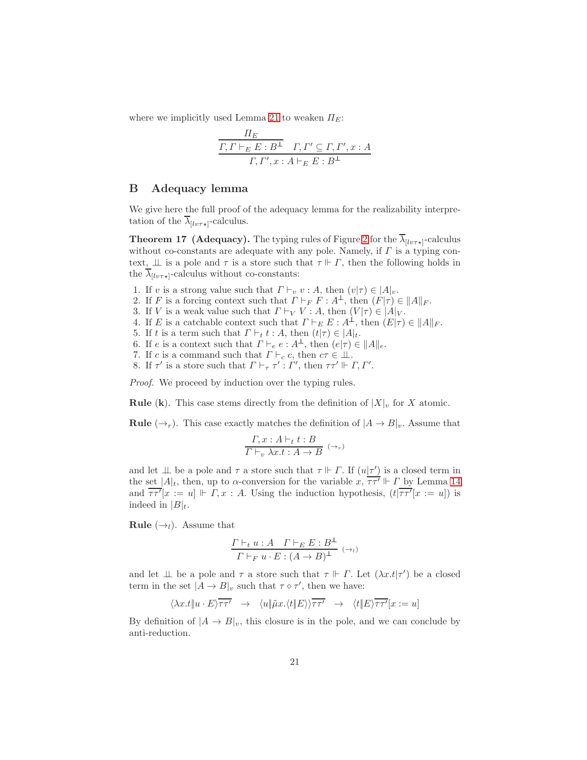where we implicitly used Lemma 21 to weaken $\Pi_E$:

$$\frac{\dfrac{\Pi_E}{\Gamma, \Gamma \vdash_E E : B^{\perp}} \quad \Gamma, \Gamma' \subseteq \Gamma, \Gamma', x : A}{\Gamma, \Gamma', x : A \vdash_E E : B^{\perp}}$$

## B Adequacy lemma

We give here the full proof of the adequacy lemma for the realizability interpretation of the $\overline{\lambda}_{[lv\tau\star]}$-calculus.

**Theorem 17 (Adequacy).** The typing rules of Figure 2 for the $\overline{\lambda}_{[lv\tau\star]}$-calculus without co-constants are adequate with any pole. Namely, if $\Gamma$ is a typing context, $\perp\!\!\!\perp$ is a pole and $\tau$ is a store such that $\tau \Vdash \Gamma$, then the following holds in the $\overline{\lambda}_{[lv\tau\star]}$-calculus without co-constants:

1. If $v$ is a strong value such that $\Gamma \vdash_v v : A$, then $(v|\tau) \in |A|_v$.
2. If $F$ is a forcing context such that $\Gamma \vdash_F F : A^{\perp}$, then $(F|\tau) \in \|A\|_F$.
3. If $V$ is a weak value such that $\Gamma \vdash_V V : A$, then $(V|\tau) \in |A|_V$.
4. If $E$ is a catchable context such that $\Gamma \vdash_E E : A^{\perp}$, then $(E|\tau) \in \|A\|_F$.
5. If $t$ is a term such that $\Gamma \vdash_t t : A$, then $(t|\tau) \in |A|_t$.
6. If $e$ is a context such that $\Gamma \vdash_e e : A^{\perp}$, then $(e|\tau) \in \|A\|_e$.
7. If $c$ is a command such that $\Gamma \vdash_c c$, then $c\tau \in \perp\!\!\!\perp$.
8. If $\tau'$ is a store such that $\Gamma \vdash_\tau \tau' : \Gamma'$, then $\tau\tau' \Vdash \Gamma, \Gamma'$.

*Proof.* We proceed by induction over the typing rules.

**Rule (k).** This case stems directly from the definition of $|X|_v$ for $X$ atomic.

**Rule $(\to_r)$.** This case exactly matches the definition of $|A \to B|_v$. Assume that

$$\frac{\Gamma, x : A \vdash_t t : B}{\Gamma \vdash_v \lambda x.t : A \to B} \ (\to_r)$$

and let $\perp\!\!\!\perp$ be a pole and $\tau$ a store such that $\tau \Vdash \Gamma$. If $(u|\tau')$ is a closed term in the set $|A|_t$, then, up to $\alpha$-conversion for the variable $x$, $\overline{\tau\tau'} \Vdash \Gamma$ by Lemma 14 and $\overline{\tau\tau'}[x := u] \Vdash \Gamma, x : A$. Using the induction hypothesis, $(t|\overline{\tau\tau'}[x := u])$ is indeed in $|B|_t$.

**Rule $(\to_l)$.** Assume that

$$\frac{\Gamma \vdash_t u : A \quad \Gamma \vdash_E E : B^{\perp}}{\Gamma \vdash_F u \cdot E : (A \to B)^{\perp}} \ (\to_l)$$

and let $\perp\!\!\!\perp$ be a pole and $\tau$ a store such that $\tau \Vdash \Gamma$. Let $(\lambda x.t|\tau')$ be a closed term in the set $|A \to B|_v$ such that $\tau \diamond \tau'$, then we have:

$$\langle \lambda x.t \| u \cdot E \rangle \overline{\tau\tau'} \quad \to \quad \langle u \| \tilde{\mu} x.\langle t \| E \rangle \rangle \overline{\tau\tau'} \quad \to \quad \langle t \| E \rangle \overline{\tau\tau'}[x := u]$$

By definition of $|A \to B|_v$, this closure is in the pole, and we can conclude by anti-reduction.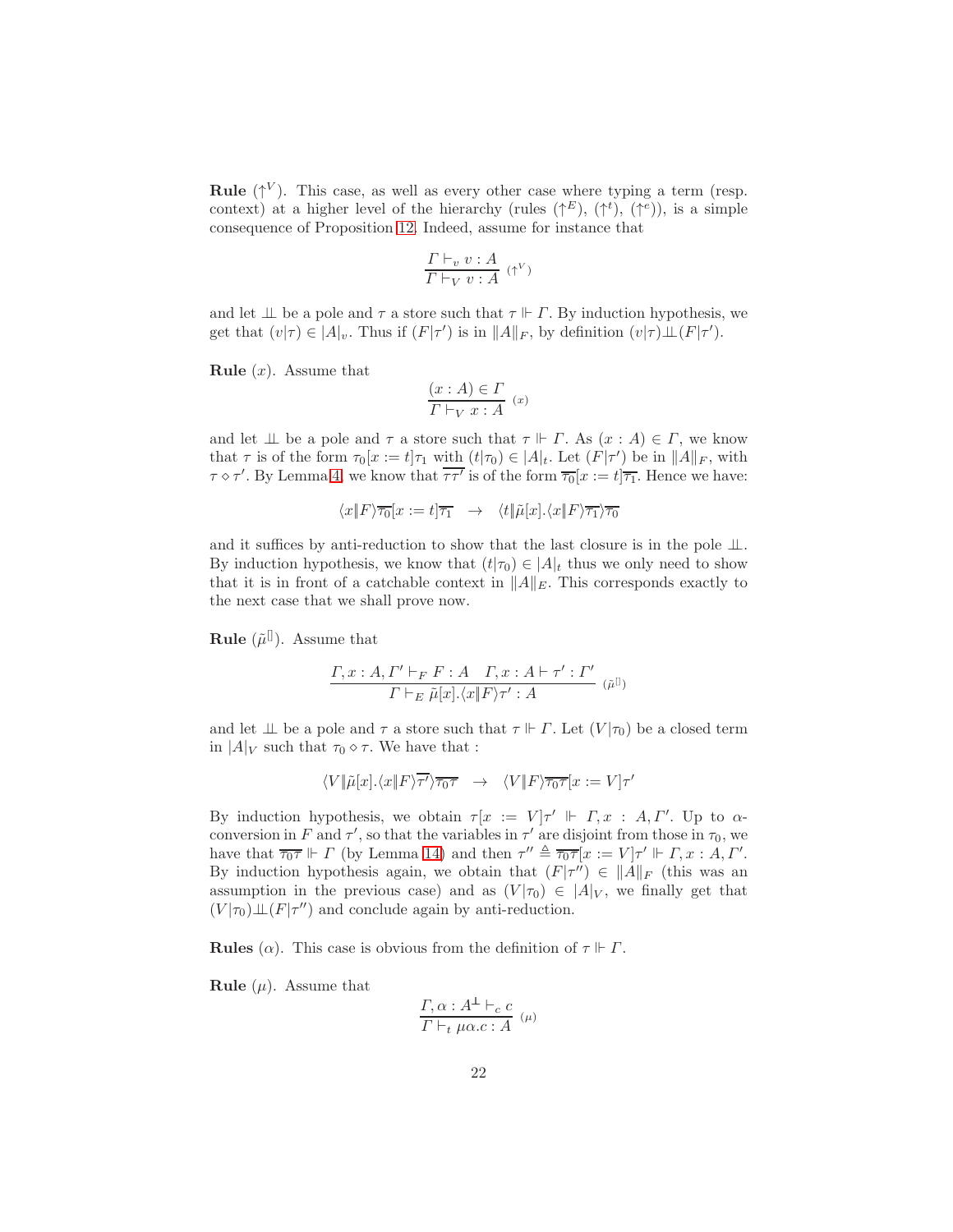**Rule** ($\uparrow^V$). This case, as well as every other case where typing a term (resp. context) at a higher level of the hierarchy (rules ($\uparrow^E$), ($\uparrow^t$), ($\uparrow^e$)), is a simple consequence of Proposition 12. Indeed, assume for instance that

$$\frac{\Gamma \vdash_v v : A}{\Gamma \vdash_V v : A}\ (\uparrow^V)$$

and let $\perp\!\!\!\perp$ be a pole and $\tau$ a store such that $\tau \Vdash \Gamma$. By induction hypothesis, we get that $(v|\tau) \in |A|_v$. Thus if $(F|\tau')$ is in $\|A\|_F$, by definition $(v|\tau)\perp\!\!\!\perp(F|\tau')$.

**Rule** ($x$). Assume that

$$\frac{(x : A) \in \Gamma}{\Gamma \vdash_V x : A}\ (x)$$

and let $\perp\!\!\!\perp$ be a pole and $\tau$ a store such that $\tau \Vdash \Gamma$. As $(x : A) \in \Gamma$, we know that $\tau$ is of the form $\tau_0[x := t]\tau_1$ with $(t|\tau_0) \in |A|_t$. Let $(F|\tau')$ be in $\|A\|_F$, with $\tau \diamond \tau'$. By Lemma 4, we know that $\overline{\tau\tau'}$ is of the form $\overline{\tau_0}[x := t]\overline{\tau_1}$. Hence we have:

$$\langle x\|F\rangle\overline{\tau_0}[x := t]\overline{\tau_1} \quad \rightarrow \quad \langle t\|\tilde{\mu}[x].\langle x\|F\rangle\overline{\tau_1}\rangle\overline{\tau_0}$$

and it suffices by anti-reduction to show that the last closure is in the pole $\perp\!\!\!\perp$. By induction hypothesis, we know that $(t|\tau_0) \in |A|_t$ thus we only need to show that it is in front of a catchable context in $\|A\|_E$. This corresponds exactly to the next case that we shall prove now.

**Rule** ($\tilde{\mu}^{[]}$). Assume that

$$\frac{\Gamma, x : A, \Gamma' \vdash_F F : A \quad \Gamma, x : A \vdash \tau' : \Gamma'}{\Gamma \vdash_E \tilde{\mu}[x].\langle x\|F\rangle\tau' : A}\ (\tilde{\mu}^{[]})$$

and let $\perp\!\!\!\perp$ be a pole and $\tau$ a store such that $\tau \Vdash \Gamma$. Let $(V|\tau_0)$ be a closed term in $|A|_V$ such that $\tau_0 \diamond \tau$. We have that :

$$\langle V\|\tilde{\mu}[x].\langle x\|F\rangle\overline{\tau'}\rangle\overline{\tau_0\tau} \quad \rightarrow \quad \langle V\|F\rangle\overline{\tau_0\tau}[x := V]\tau'$$

By induction hypothesis, we obtain $\tau[x := V]\tau' \Vdash \Gamma, x : A, \Gamma'$. Up to $\alpha$-conversion in $F$ and $\tau'$, so that the variables in $\tau'$ are disjoint from those in $\tau_0$, we have that $\overline{\tau_0\tau} \Vdash \Gamma$ (by Lemma 14) and then $\tau'' \triangleq \overline{\tau_0\tau}[x := V]\tau' \Vdash \Gamma, x : A, \Gamma'$. By induction hypothesis again, we obtain that $(F|\tau'') \in \|A\|_F$ (this was an assumption in the previous case) and as $(V|\tau_0) \in |A|_V$, we finally get that $(V|\tau_0)\perp\!\!\!\perp(F|\tau'')$ and conclude again by anti-reduction.

**Rules** ($\alpha$). This case is obvious from the definition of $\tau \Vdash \Gamma$.

**Rule** ($\mu$). Assume that

$$\frac{\Gamma, \alpha : A^{\perp} \vdash_c c}{\Gamma \vdash_t \mu\alpha.c : A}\ (\mu)$$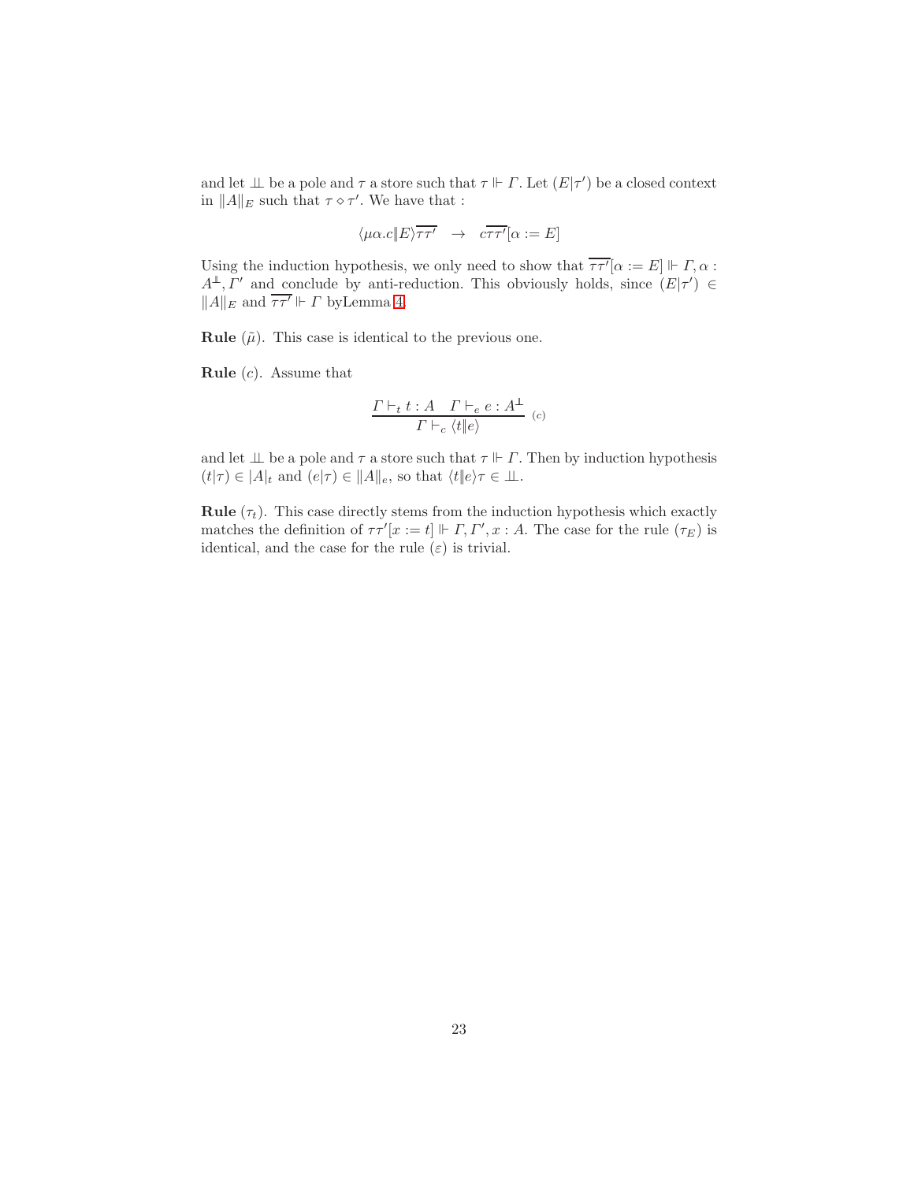and let $\bot\!\!\!\bot$ be a pole and $\tau$ a store such that $\tau \Vdash \Gamma$. Let $(E|\tau')$ be a closed context in $\|A\|_E$ such that $\tau \diamond \tau'$. We have that :

$$\langle \mu\alpha.c \| E\rangle\overline{\tau\tau'} \quad \rightarrow \quad c\overline{\tau\tau'}[\alpha := E]$$

Using the induction hypothesis, we only need to show that $\overline{\tau\tau'}[\alpha := E] \Vdash \Gamma, \alpha : A^{\perp}, \Gamma'$ and conclude by anti-reduction. This obviously holds, since $(E|\tau') \in \|A\|_E$ and $\overline{\tau\tau'} \Vdash \Gamma$ byLemma 4.

**Rule** $(\tilde{\mu})$. This case is identical to the previous one.

**Rule** $(c)$. Assume that

$$\frac{\Gamma \vdash_t t : A \quad \Gamma \vdash_e e : A^{\perp}}{\Gamma \vdash_c \langle t \| e\rangle} \ (c)$$

and let $\bot\!\!\!\bot$ be a pole and $\tau$ a store such that $\tau \Vdash \Gamma$. Then by induction hypothesis $(t|\tau) \in |A|_t$ and $(e|\tau) \in \|A\|_e$, so that $\langle t\|e\rangle\tau \in \bot\!\!\!\bot$.

**Rule** $(\tau_t)$. This case directly stems from the induction hypothesis which exactly matches the definition of $\tau\tau'[x := t] \Vdash \Gamma, \Gamma', x : A$. The case for the rule $(\tau_E)$ is identical, and the case for the rule $(\varepsilon)$ is trivial.